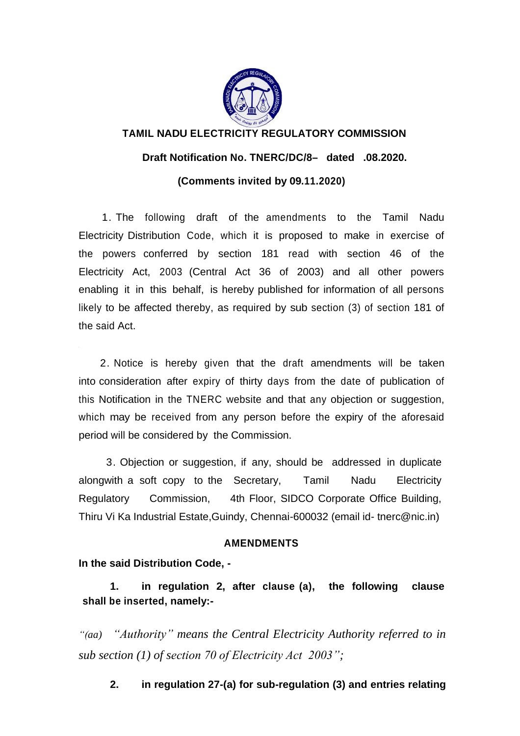# TAMIL NADU ELECTRICITY REGULATORY COMMISSION

**Draft Notification No. TNERC/DC/8– dated .08.2020.**

**(Comments invited by 09.11.2020)**

1. The following draft of the amendments to the Tamil Nadu Electricity Distribution Code, which it is proposed to make in exercise of the powers conferred by section 181 read with section 46 of the Electricity Act, 2003 (Central Act 36 of 2003) and all other powers enabling it in this behalf, is hereby published for information of all persons likely to be affected thereby, as required by sub section (3) of section 181 of the said Act.

2. Notice is hereby given that the draft amendments will be taken into consideration after expiry of thirty days from the date of publication of this Notification in the TNERC website and that any objection or suggestion, which may be received from any person before the expiry of the aforesaid period will be considered by the Commission.

3. Objection or suggestion, if any, should be addressed in duplicate alongwith a soft copy to the Secretary, Tamil Nadu Electricity Regulatory Commission, 4th Floor, SIDCO Corporate Office Building, Thiru Vi Ka Industrial Estate,Guindy, Chennai-600032 (email id- tnerc@nic.in)

## AMENDMENTS

**In the said Distribution Code, -**

**1. in regulation 2, after clause (a), the following clause shall be inserted, namely:-**

*"(aa) "Authority" means the Central Electricity Authority referred to in sub section (1) of section 70 of Electricity Act 2003";*

**2. in regulation 27-(a) for sub-regulation (3) and entries relating**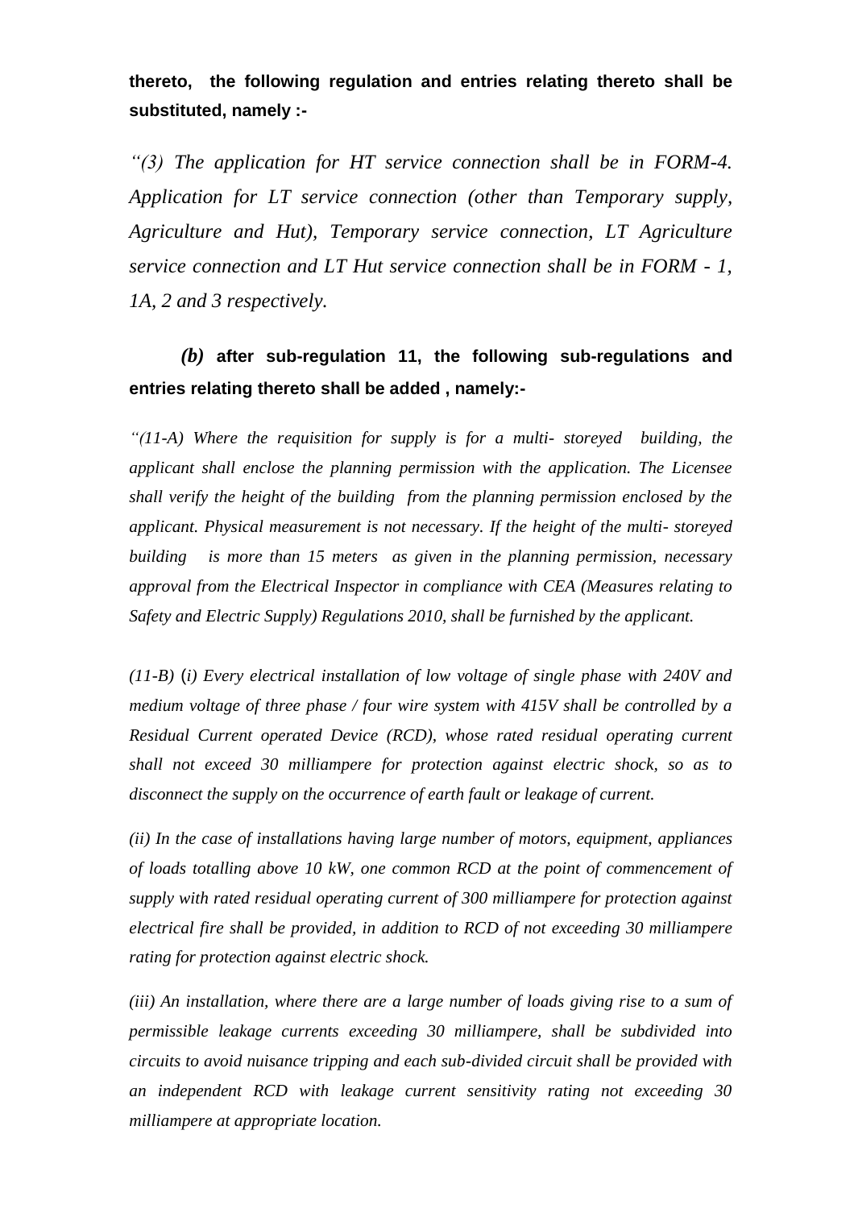**thereto, the following regulation and entries relating thereto shall be substituted, namely :-**

*"(3) The application for HT service connection shall be in FORM-4. Application for LT service connection (other than Temporary supply, Agriculture and Hut), Temporary service connection, LT Agriculture service connection and LT Hut service connection shall be in FORM - 1, 1A, 2 and 3 respectively.*

***(b)*** **after sub-regulation 11, the following sub-regulations and entries relating thereto shall be added , namely:-**

*"(11-A) Where the requisition for supply is for a multi- storeyed building, the applicant shall enclose the planning permission with the application. The Licensee shall verify the height of the building from the planning permission enclosed by the applicant. Physical measurement is not necessary. If the height of the multi- storeyed building is more than 15 meters as given in the planning permission, necessary approval from the Electrical Inspector in compliance with CEA (Measures relating to Safety and Electric Supply) Regulations 2010, shall be furnished by the applicant.*

*(11-B) (i) Every electrical installation of low voltage of single phase with 240V and medium voltage of three phase / four wire system with 415V shall be controlled by a Residual Current operated Device (RCD), whose rated residual operating current shall not exceed 30 milliampere for protection against electric shock, so as to disconnect the supply on the occurrence of earth fault or leakage of current.*

*(ii) In the case of installations having large number of motors, equipment, appliances of loads totalling above 10 kW, one common RCD at the point of commencement of supply with rated residual operating current of 300 milliampere for protection against electrical fire shall be provided, in addition to RCD of not exceeding 30 milliampere rating for protection against electric shock.*

*(iii) An installation, where there are a large number of loads giving rise to a sum of permissible leakage currents exceeding 30 milliampere, shall be subdivided into circuits to avoid nuisance tripping and each sub-divided circuit shall be provided with an independent RCD with leakage current sensitivity rating not exceeding 30 milliampere at appropriate location.*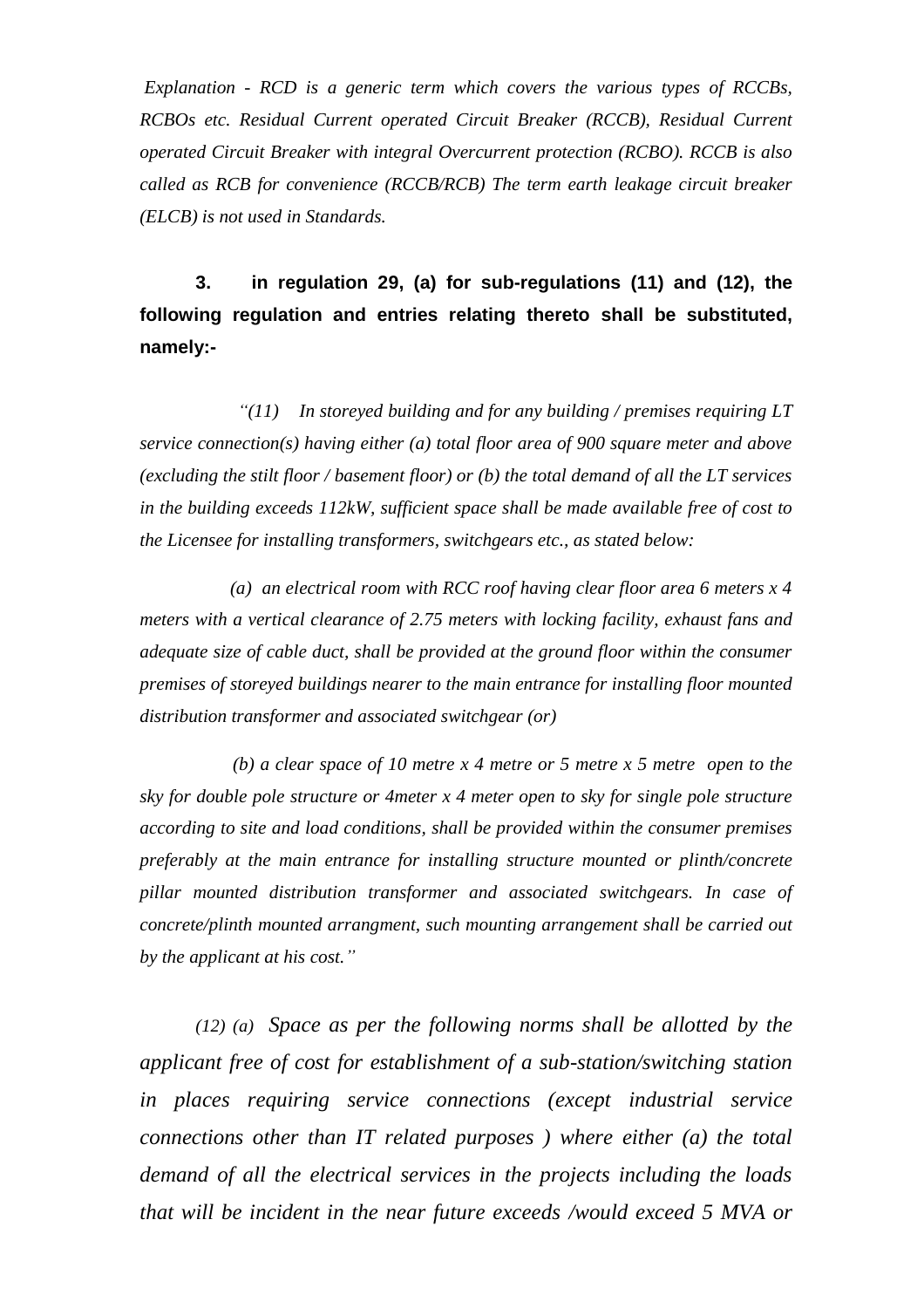*Explanation - RCD is a generic term which covers the various types of RCCBs, RCBOs etc. Residual Current operated Circuit Breaker (RCCB), Residual Current operated Circuit Breaker with integral Overcurrent protection (RCBO). RCCB is also called as RCB for convenience (RCCB/RCB) The term earth leakage circuit breaker (ELCB) is not used in Standards.*

**3. in regulation 29, (a) for sub-regulations (11) and (12), the following regulation and entries relating thereto shall be substituted, namely:-**

*"(11) In storeyed building and for any building / premises requiring LT service connection(s) having either (a) total floor area of 900 square meter and above (excluding the stilt floor / basement floor) or (b) the total demand of all the LT services in the building exceeds 112kW, sufficient space shall be made available free of cost to the Licensee for installing transformers, switchgears etc., as stated below:*

*(a) an electrical room with RCC roof having clear floor area 6 meters x 4 meters with a vertical clearance of 2.75 meters with locking facility, exhaust fans and adequate size of cable duct, shall be provided at the ground floor within the consumer premises of storeyed buildings nearer to the main entrance for installing floor mounted distribution transformer and associated switchgear (or)*

*(b) a clear space of 10 metre x 4 metre or 5 metre x 5 metre open to the sky for double pole structure or 4meter x 4 meter open to sky for single pole structure according to site and load conditions, shall be provided within the consumer premises preferably at the main entrance for installing structure mounted or plinth/concrete pillar mounted distribution transformer and associated switchgears. In case of concrete/plinth mounted arrangment, such mounting arrangement shall be carried out by the applicant at his cost."*

*(12) (a) Space as per the following norms shall be allotted by the applicant free of cost for establishment of a sub-station/switching station in places requiring service connections (except industrial service connections other than IT related purposes ) where either (a) the total demand of all the electrical services in the projects including the loads that will be incident in the near future exceeds /would exceed 5 MVA or*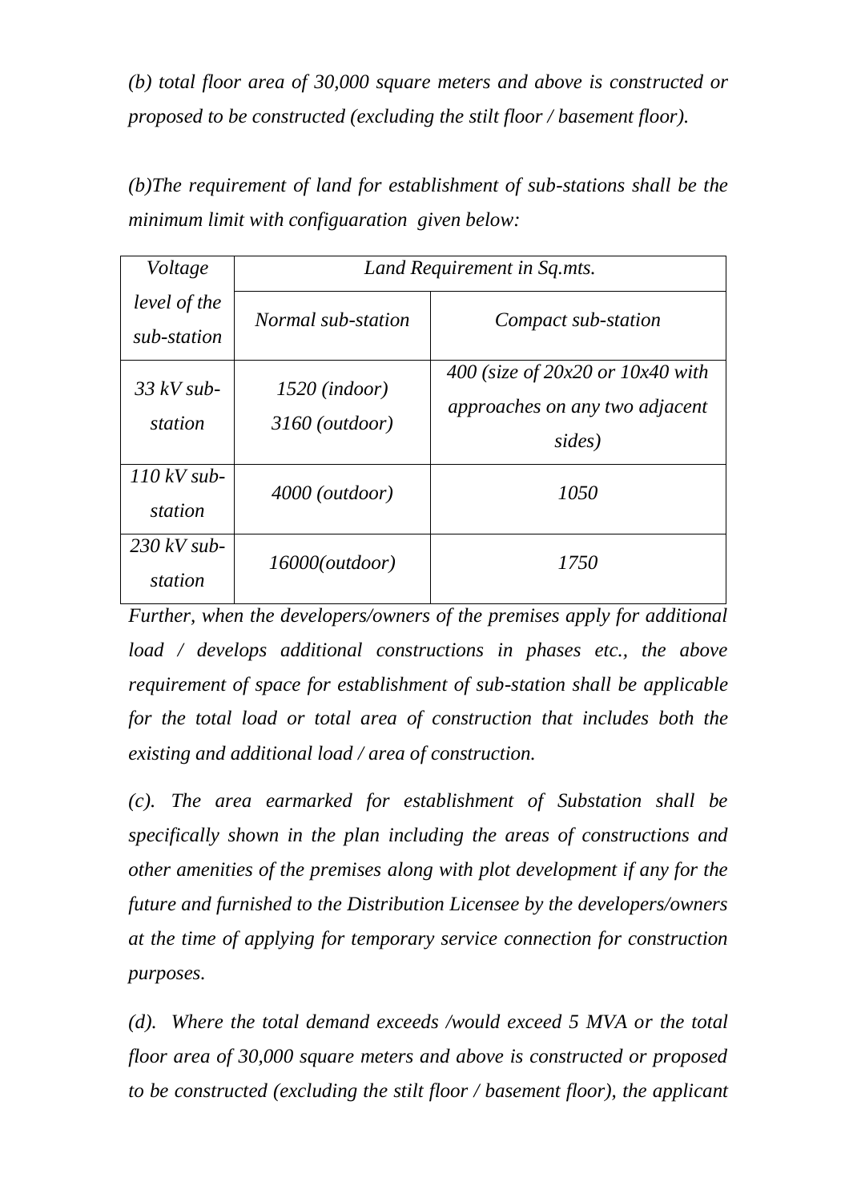*(b) total floor area of 30,000 square meters and above is constructed or proposed to be constructed (excluding the stilt floor / basement floor).*

*(b)The requirement of land for establishment of sub-stations shall be the minimum limit with configuaration given below:*

| *Voltage level of the sub-station* | *Land Requirement in Sq.mts.* | |
|---|---|---|
| | *Normal sub-station* | *Compact sub-station* |
| *33 kV sub-station* | *1520 (indoor)*<br>*3160 (outdoor)* | *400 (size of 20x20 or 10x40 with approaches on any two adjacent sides)* |
| *110 kV sub-station* | *4000 (outdoor)* | *1050* |
| *230 kV sub-station* | *16000(outdoor)* | *1750* |

*Further, when the developers/owners of the premises apply for additional load / develops additional constructions in phases etc., the above requirement of space for establishment of sub-station shall be applicable for the total load or total area of construction that includes both the existing and additional load / area of construction.*

*(c). The area earmarked for establishment of Substation shall be specifically shown in the plan including the areas of constructions and other amenities of the premises along with plot development if any for the future and furnished to the Distribution Licensee by the developers/owners at the time of applying for temporary service connection for construction purposes.*

*(d). Where the total demand exceeds /would exceed 5 MVA or the total floor area of 30,000 square meters and above is constructed or proposed to be constructed (excluding the stilt floor / basement floor), the applicant*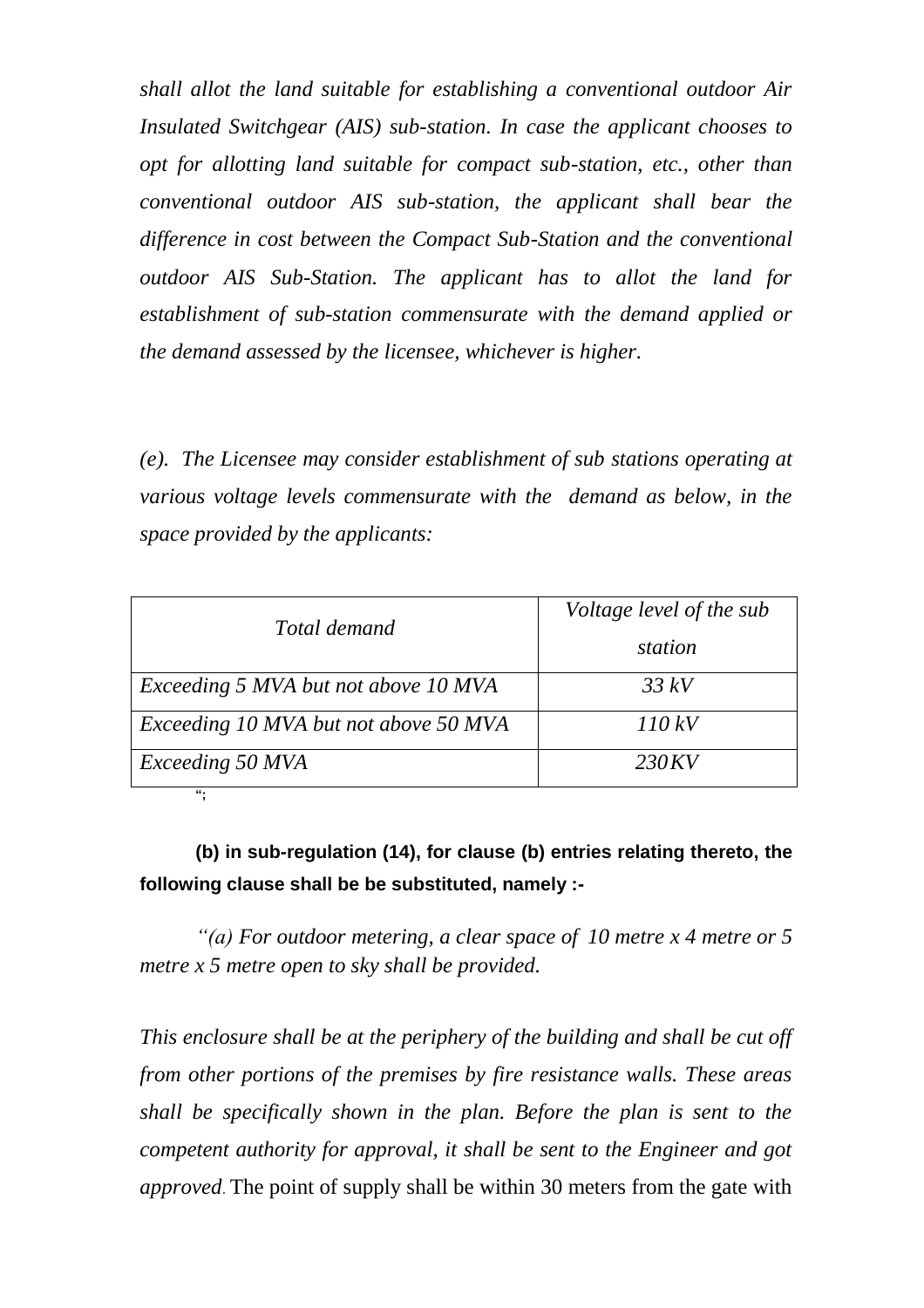*shall allot the land suitable for establishing a conventional outdoor Air Insulated Switchgear (AIS) sub-station. In case the applicant chooses to opt for allotting land suitable for compact sub-station, etc., other than conventional outdoor AIS sub-station, the applicant shall bear the difference in cost between the Compact Sub-Station and the conventional outdoor AIS Sub-Station. The applicant has to allot the land for establishment of sub-station commensurate with the demand applied or the demand assessed by the licensee, whichever is higher.*

*(e). The Licensee may consider establishment of sub stations operating at various voltage levels commensurate with the demand as below, in the space provided by the applicants:*

| *Total demand* | *Voltage level of the sub station* |
|---|---|
| *Exceeding 5 MVA but not above 10 MVA* | *33 kV* |
| *Exceeding 10 MVA but not above 50 MVA* | *110 kV* |
| *Exceeding 50 MVA* | *230KV* |

";

**(b) in sub-regulation (14), for clause (b) entries relating thereto, the following clause shall be be substituted, namely :-**

*"(a) For outdoor metering, a clear space of 10 metre x 4 metre or 5 metre x 5 metre open to sky shall be provided.*

*This enclosure shall be at the periphery of the building and shall be cut off from other portions of the premises by fire resistance walls. These areas shall be specifically shown in the plan. Before the plan is sent to the competent authority for approval, it shall be sent to the Engineer and got approved*. The point of supply shall be within 30 meters from the gate with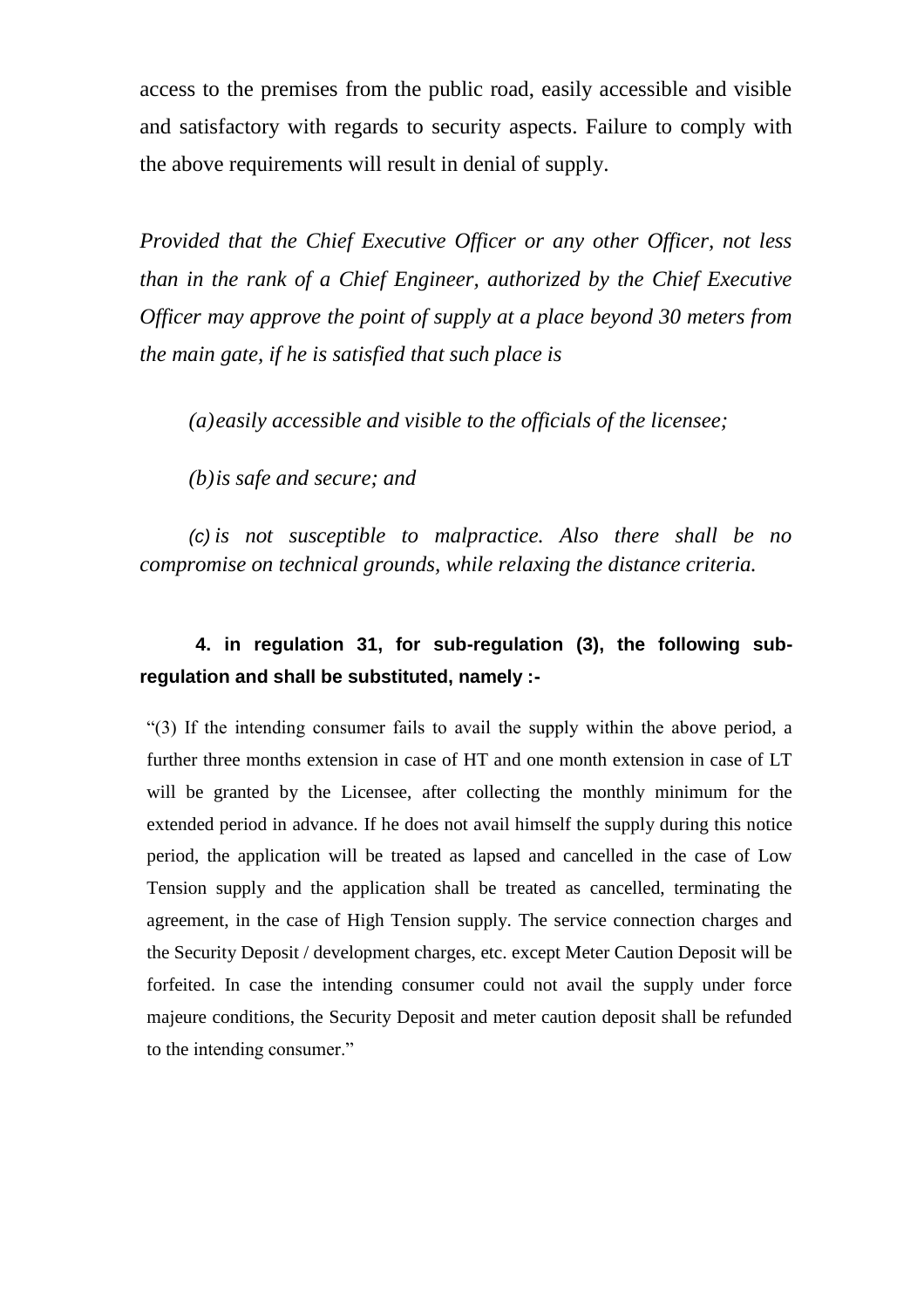access to the premises from the public road, easily accessible and visible and satisfactory with regards to security aspects. Failure to comply with the above requirements will result in denial of supply.

*Provided that the Chief Executive Officer or any other Officer, not less than in the rank of a Chief Engineer, authorized by the Chief Executive Officer may approve the point of supply at a place beyond 30 meters from the main gate, if he is satisfied that such place is*

*(a) easily accessible and visible to the officials of the licensee;*

*(b) is safe and secure; and*

*(c) is not susceptible to malpractice. Also there shall be no compromise on technical grounds, while relaxing the distance criteria.*

**4. in regulation 31, for sub-regulation (3), the following sub-regulation and shall be substituted, namely :-**

"(3) If the intending consumer fails to avail the supply within the above period, a further three months extension in case of HT and one month extension in case of LT will be granted by the Licensee, after collecting the monthly minimum for the extended period in advance. If he does not avail himself the supply during this notice period, the application will be treated as lapsed and cancelled in the case of Low Tension supply and the application shall be treated as cancelled, terminating the agreement, in the case of High Tension supply. The service connection charges and the Security Deposit / development charges, etc. except Meter Caution Deposit will be forfeited. In case the intending consumer could not avail the supply under force majeure conditions, the Security Deposit and meter caution deposit shall be refunded to the intending consumer."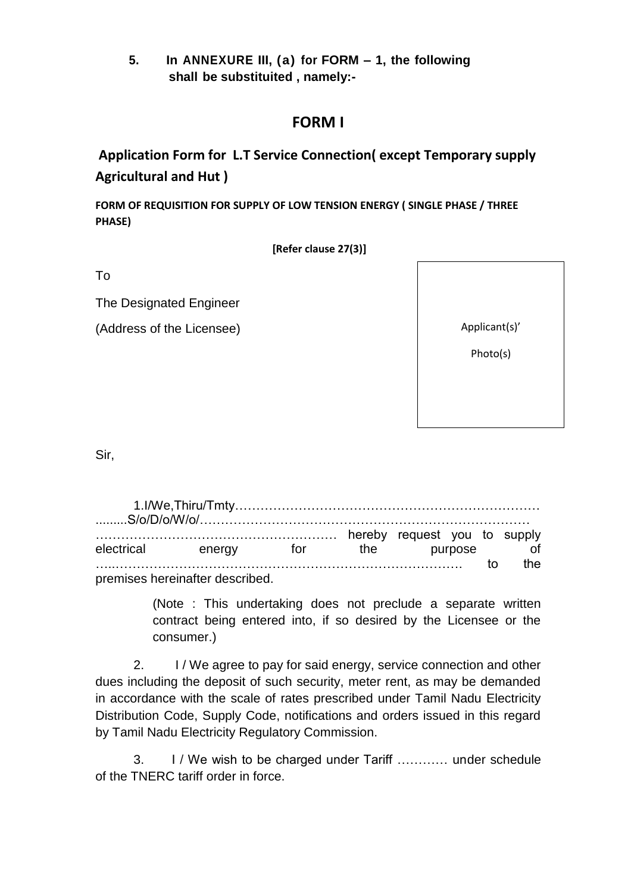**5. In ANNEXURE III, (a) for FORM – 1, the following shall be substituited , namely:-**

# FORM I

## Application Form for L.T Service Connection( except Temporary supply Agricultural and Hut )

**FORM OF REQUISITION FOR SUPPLY OF LOW TENSION ENERGY ( SINGLE PHASE / THREE PHASE)**

**[Refer clause 27(3)]**

To

The Designated Engineer

(Address of the Licensee)

Applicant(s)'

Photo(s)

Sir,

1.I/We,Thiru/Tmty………………………………………………………………….........S/o/D/o/W/o/……………………………………………………………………………………………………………… hereby request you to supply electrical energy for the purpose of …..…………………………………………………………………… to the premises hereinafter described.

(Note : This undertaking does not preclude a separate written contract being entered into, if so desired by the Licensee or the consumer.)

2. I / We agree to pay for said energy, service connection and other dues including the deposit of such security, meter rent, as may be demanded in accordance with the scale of rates prescribed under Tamil Nadu Electricity Distribution Code, Supply Code, notifications and orders issued in this regard by Tamil Nadu Electricity Regulatory Commission.

3. I / We wish to be charged under Tariff ………… under schedule of the TNERC tariff order in force.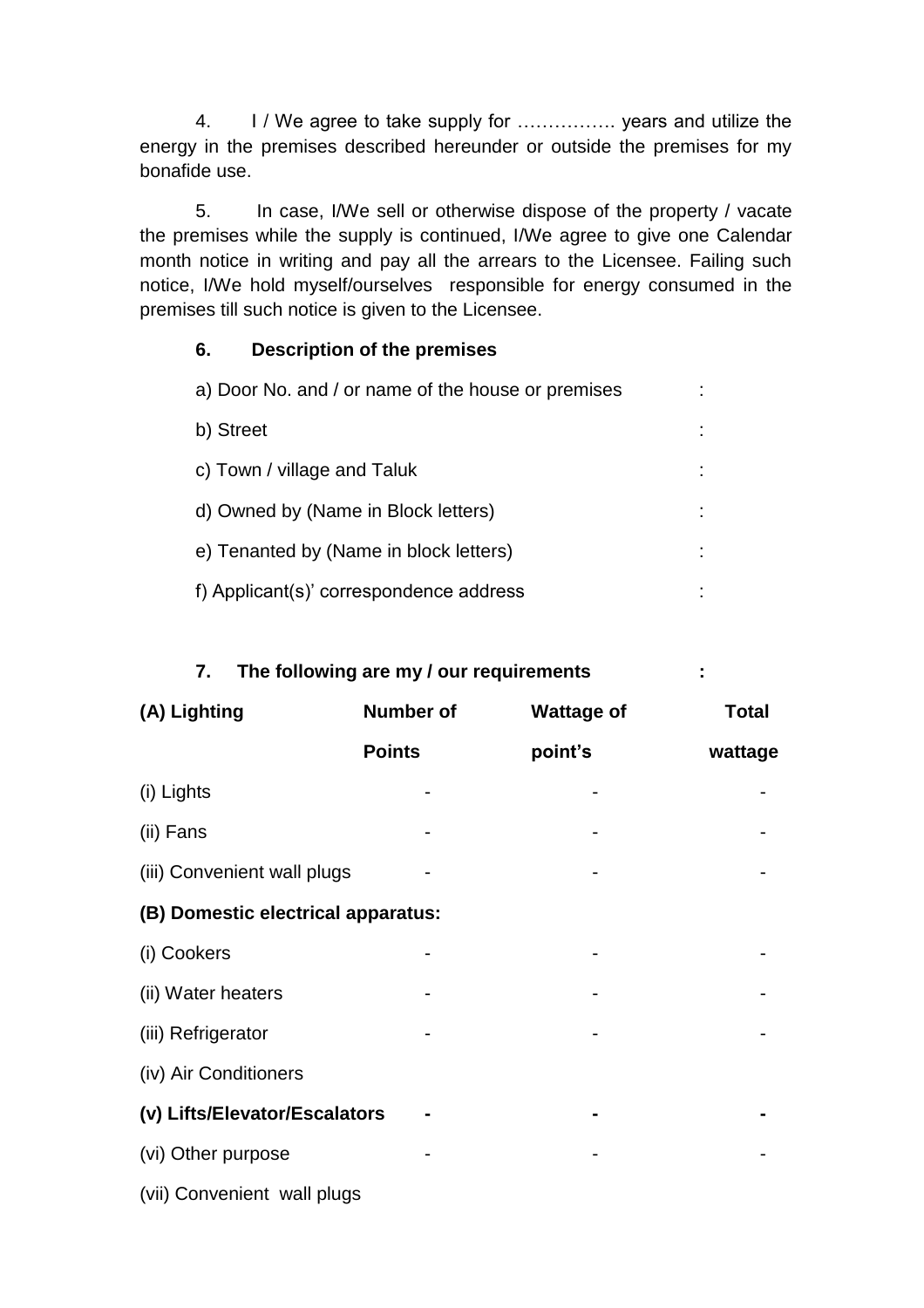4. I / We agree to take supply for ……………. years and utilize the energy in the premises described hereunder or outside the premises for my bonafide use.

5. In case, I/We sell or otherwise dispose of the property / vacate the premises while the supply is continued, I/We agree to give one Calendar month notice in writing and pay all the arrears to the Licensee. Failing such notice, I/We hold myself/ourselves responsible for energy consumed in the premises till such notice is given to the Licensee.

**6. Description of the premises**

a) Door No. and / or name of the house or premises :

b) Street :

c) Town / village and Taluk :

d) Owned by (Name in Block letters) :

e) Tenanted by (Name in block letters) :

f) Applicant(s)' correspondence address :

**7. The following are my / our requirements :**

| **(A) Lighting** | **Number of Points** | **Wattage of point's** | **Total wattage** |
|---|---|---|---|
| (i) Lights | - | - | - |
| (ii) Fans | - | - | - |
| (iii) Convenient wall plugs | - | - | - |
| **(B) Domestic electrical apparatus:** | | | |
| (i) Cookers | - | - | - |
| (ii) Water heaters | - | - | - |
| (iii) Refrigerator | - | - | - |
| (iv) Air Conditioners | | | |
| **(v) Lifts/Elevator/Escalators** | **-** | **-** | **-** |
| (vi) Other purpose | - | - | - |
| (vii) Convenient wall plugs | | | |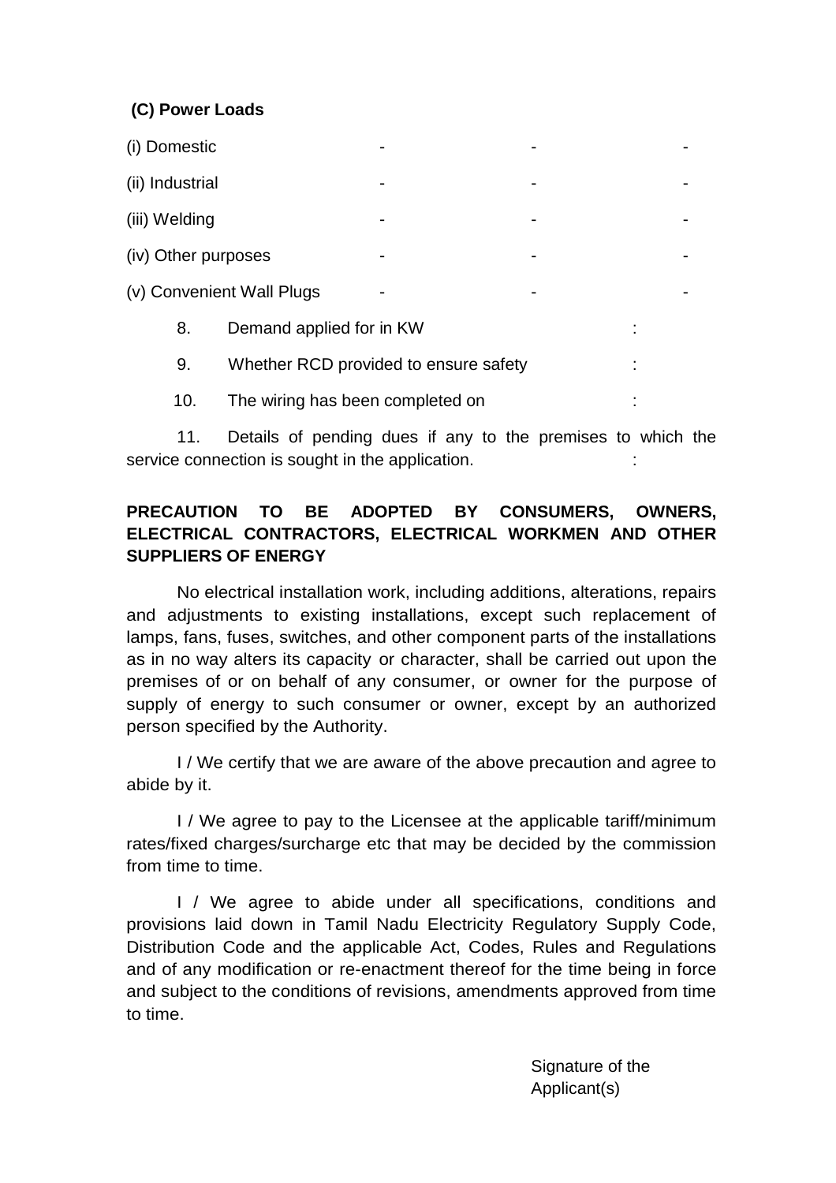**(C) Power Loads**

| | | | |
|---|---|---|---|
| (i) Domestic | - | - | - |
| (ii) Industrial | - | - | - |
| (iii) Welding | - | - | - |
| (iv) Other purposes | - | - | - |
| (v) Convenient Wall Plugs | - | - | - |

8. Demand applied for in KW :

9. Whether RCD provided to ensure safety :

10. The wiring has been completed on :

11. Details of pending dues if any to the premises to which the service connection is sought in the application. :

**PRECAUTION TO BE ADOPTED BY CONSUMERS, OWNERS, ELECTRICAL CONTRACTORS, ELECTRICAL WORKMEN AND OTHER SUPPLIERS OF ENERGY**

No electrical installation work, including additions, alterations, repairs and adjustments to existing installations, except such replacement of lamps, fans, fuses, switches, and other component parts of the installations as in no way alters its capacity or character, shall be carried out upon the premises of or on behalf of any consumer, or owner for the purpose of supply of energy to such consumer or owner, except by an authorized person specified by the Authority.

I / We certify that we are aware of the above precaution and agree to abide by it.

I / We agree to pay to the Licensee at the applicable tariff/minimum rates/fixed charges/surcharge etc that may be decided by the commission from time to time.

I / We agree to abide under all specifications, conditions and provisions laid down in Tamil Nadu Electricity Regulatory Supply Code, Distribution Code and the applicable Act, Codes, Rules and Regulations and of any modification or re-enactment thereof for the time being in force and subject to the conditions of revisions, amendments approved from time to time.

Signature of the Applicant(s)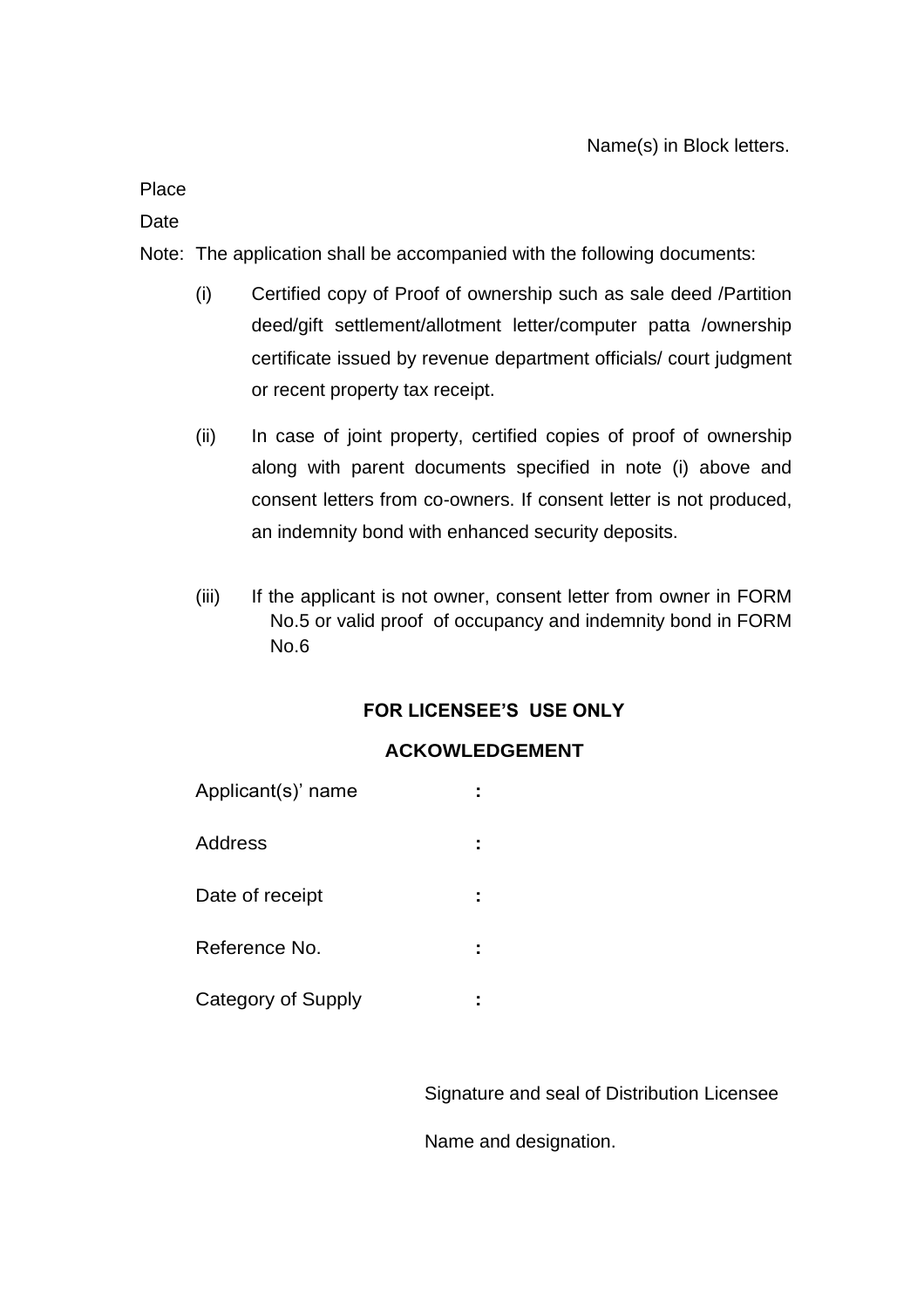Name(s) in Block letters.

Place

Date

Note: The application shall be accompanied with the following documents:

(i) Certified copy of Proof of ownership such as sale deed /Partition deed/gift settlement/allotment letter/computer patta /ownership certificate issued by revenue department officials/ court judgment or recent property tax receipt.

(ii) In case of joint property, certified copies of proof of ownership along with parent documents specified in note (i) above and consent letters from co-owners. If consent letter is not produced, an indemnity bond with enhanced security deposits.

(iii) If the applicant is not owner, consent letter from owner in FORM No.5 or valid proof of occupancy and indemnity bond in FORM No.6

**FOR LICENSEE'S USE ONLY**

**ACKOWLEDGEMENT**

Applicant(s)' name :

Address :

Date of receipt :

Reference No. :

Category of Supply :

Signature and seal of Distribution Licensee

Name and designation.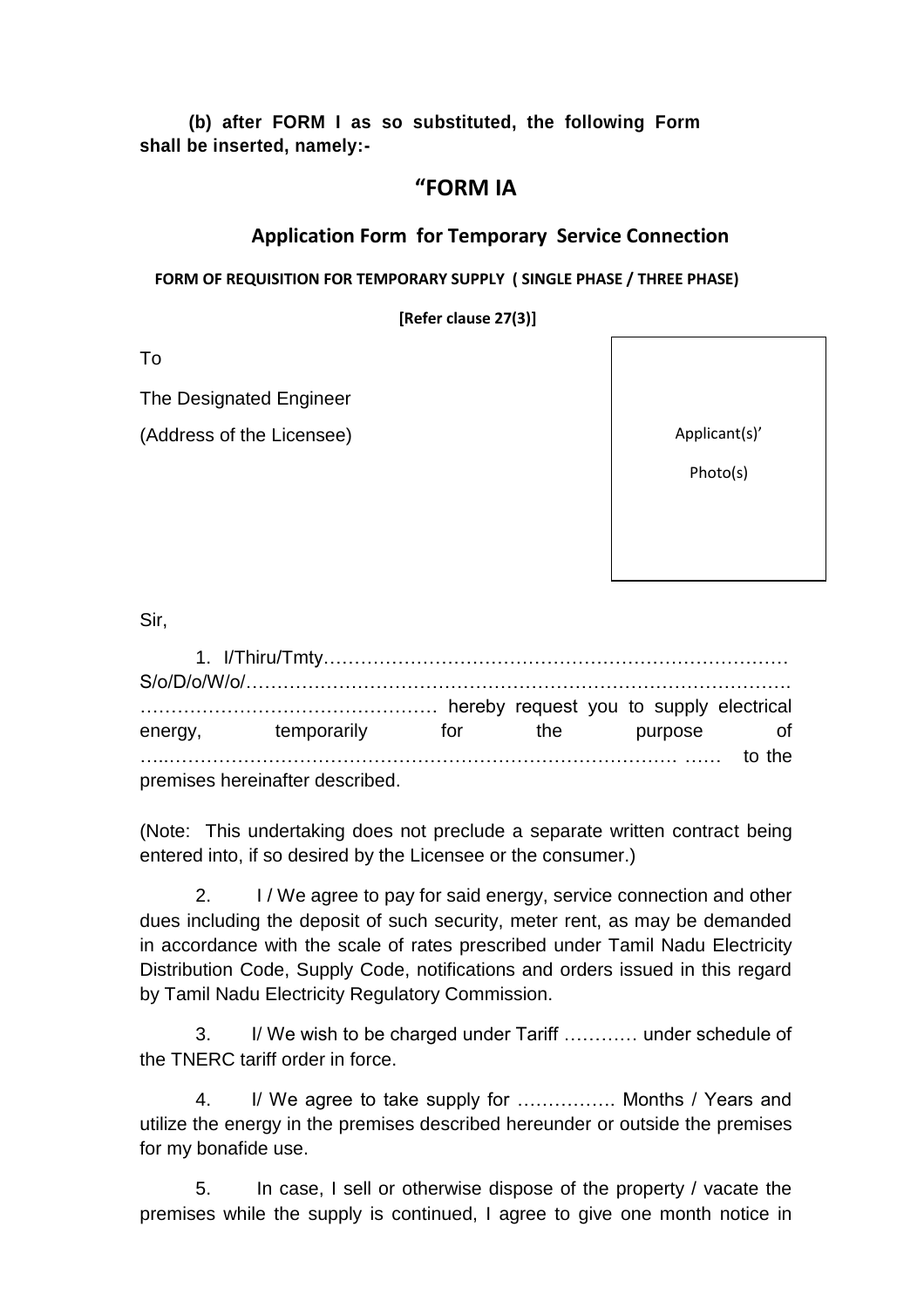**(b) after FORM I as so substituted, the following Form shall be inserted, namely:-**

# "FORM IA

## Application Form for Temporary Service Connection

**FORM OF REQUISITION FOR TEMPORARY SUPPLY ( SINGLE PHASE / THREE PHASE)**

**[Refer clause 27(3)]**

To

The Designated Engineer

(Address of the Licensee)

Applicant(s)'

Photo(s)

Sir,

1. I/Thiru/Tmty………………………………………………………………… S/o/D/o/W/o/…………………………………………………………………………… ………………………………………… hereby request you to supply electrical energy, temporarily for the purpose of …..……………………………………………………………………… …… to the premises hereinafter described.

(Note: This undertaking does not preclude a separate written contract being entered into, if so desired by the Licensee or the consumer.)

2. I / We agree to pay for said energy, service connection and other dues including the deposit of such security, meter rent, as may be demanded in accordance with the scale of rates prescribed under Tamil Nadu Electricity Distribution Code, Supply Code, notifications and orders issued in this regard by Tamil Nadu Electricity Regulatory Commission.

3. I/ We wish to be charged under Tariff ………… under schedule of the TNERC tariff order in force.

4. I/ We agree to take supply for ……………. Months / Years and utilize the energy in the premises described hereunder or outside the premises for my bonafide use.

5. In case, I sell or otherwise dispose of the property / vacate the premises while the supply is continued, I agree to give one month notice in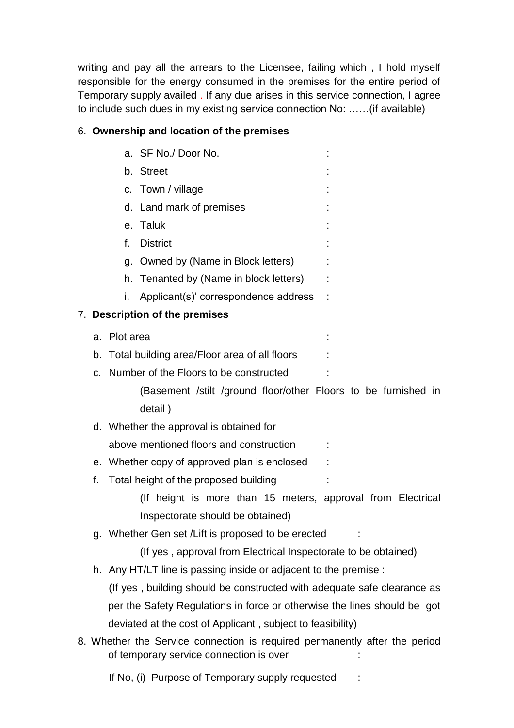writing and pay all the arrears to the Licensee, failing which , I hold myself responsible for the energy consumed in the premises for the entire period of Temporary supply availed . If any due arises in this service connection, I agree to include such dues in my existing service connection No: ……(if available)

6. **Ownership and location of the premises**

   a. SF No./ Door No. :
   b. Street :
   c. Town / village :
   d. Land mark of premises :
   e. Taluk :
   f. District :
   g. Owned by (Name in Block letters) :
   h. Tenanted by (Name in block letters) :
   i. Applicant(s)' correspondence address :

7. **Description of the premises**

   a. Plot area :
   b. Total building area/Floor area of all floors :
   c. Number of the Floors to be constructed :

      (Basement /stilt /ground floor/other Floors to be furnished in detail )

   d. Whether the approval is obtained for above mentioned floors and construction :
   e. Whether copy of approved plan is enclosed :
   f. Total height of the proposed building :

      (If height is more than 15 meters, approval from Electrical Inspectorate should be obtained)

   g. Whether Gen set /Lift is proposed to be erected :

      (If yes , approval from Electrical Inspectorate to be obtained)

   h. Any HT/LT line is passing inside or adjacent to the premise :

      (If yes , building should be constructed with adequate safe clearance as per the Safety Regulations in force or otherwise the lines should be got deviated at the cost of Applicant , subject to feasibility)

8. Whether the Service connection is required permanently after the period of temporary service connection is over :

   If No, (i) Purpose of Temporary supply requested :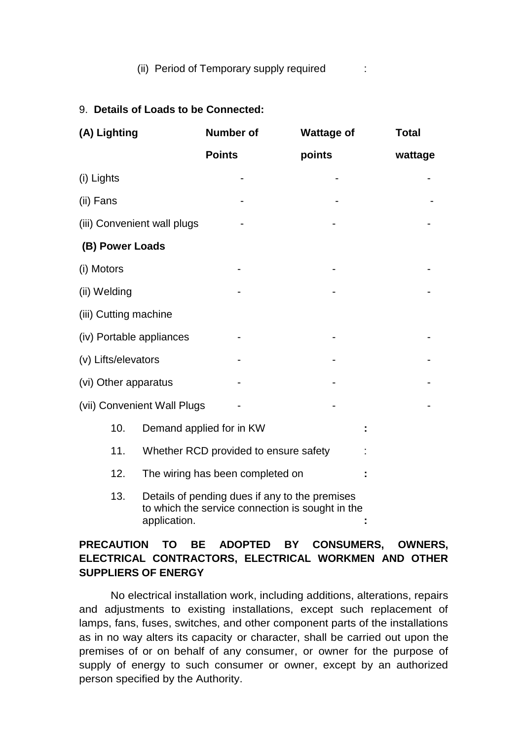(ii) Period of Temporary supply required :

9. **Details of Loads to be Connected:**

| **(A) Lighting** | **Number of Points** | **Wattage of points** | **Total wattage** |
|---|---|---|---|
| (i) Lights | - | - | - |
| (ii) Fans | - | - | - |
| (iii) Convenient wall plugs | - | - | - |
| **(B) Power Loads** | | | |
| (i) Motors | - | - | - |
| (ii) Welding | - | - | - |
| (iii) Cutting machine | | | |
| (iv) Portable appliances | - | - | - |
| (v) Lifts/elevators | - | - | - |
| (vi) Other apparatus | - | - | - |
| (vii) Convenient Wall Plugs | - | - | - |

10. Demand applied for in KW **:**
11. Whether RCD provided to ensure safety :
12. The wiring has been completed on **:**
13. Details of pending dues if any to the premises to which the service connection is sought in the application. **:**

**PRECAUTION TO BE ADOPTED BY CONSUMERS, OWNERS, ELECTRICAL CONTRACTORS, ELECTRICAL WORKMEN AND OTHER SUPPLIERS OF ENERGY**

No electrical installation work, including additions, alterations, repairs and adjustments to existing installations, except such replacement of lamps, fans, fuses, switches, and other component parts of the installations as in no way alters its capacity or character, shall be carried out upon the premises of or on behalf of any consumer, or owner for the purpose of supply of energy to such consumer or owner, except by an authorized person specified by the Authority.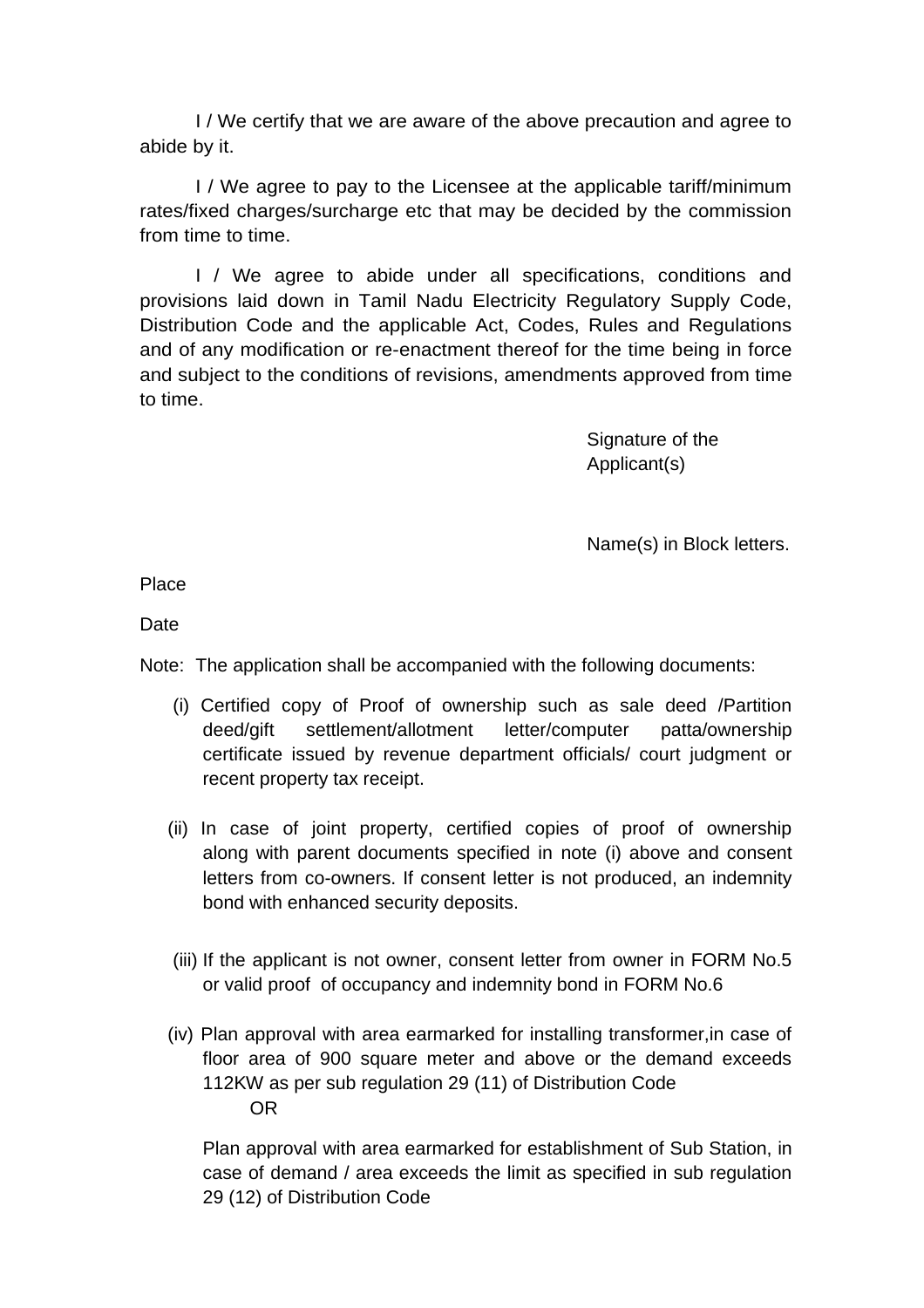I / We certify that we are aware of the above precaution and agree to abide by it.

I / We agree to pay to the Licensee at the applicable tariff/minimum rates/fixed charges/surcharge etc that may be decided by the commission from time to time.

I / We agree to abide under all specifications, conditions and provisions laid down in Tamil Nadu Electricity Regulatory Supply Code, Distribution Code and the applicable Act, Codes, Rules and Regulations and of any modification or re-enactment thereof for the time being in force and subject to the conditions of revisions, amendments approved from time to time.

Signature of the Applicant(s)

Name(s) in Block letters.

Place

Date

Note: The application shall be accompanied with the following documents:

(i) Certified copy of Proof of ownership such as sale deed /Partition deed/gift settlement/allotment letter/computer patta/ownership certificate issued by revenue department officials/ court judgment or recent property tax receipt.

(ii) In case of joint property, certified copies of proof of ownership along with parent documents specified in note (i) above and consent letters from co-owners. If consent letter is not produced, an indemnity bond with enhanced security deposits.

(iii) If the applicant is not owner, consent letter from owner in FORM No.5 or valid proof of occupancy and indemnity bond in FORM No.6

(iv) Plan approval with area earmarked for installing transformer,in case of floor area of 900 square meter and above or the demand exceeds 112KW as per sub regulation 29 (11) of Distribution Code

OR

Plan approval with area earmarked for establishment of Sub Station, in case of demand / area exceeds the limit as specified in sub regulation 29 (12) of Distribution Code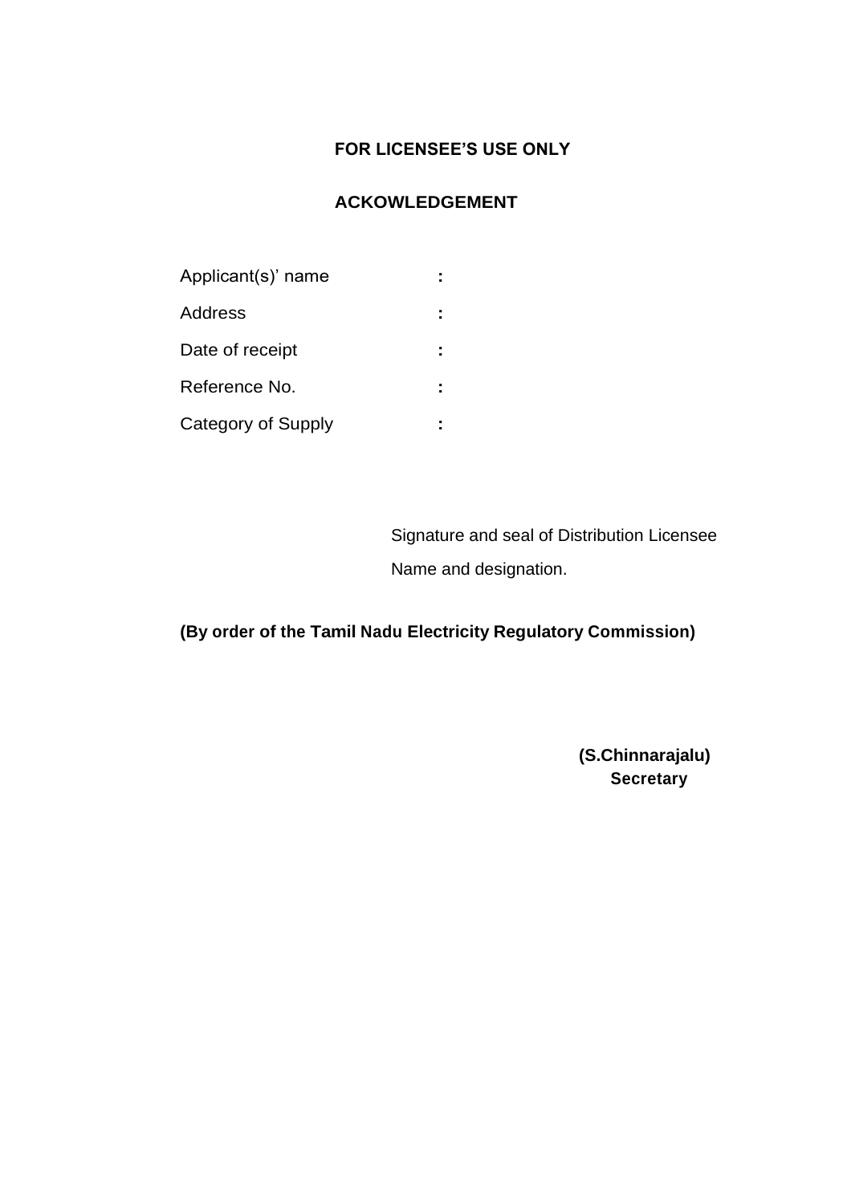**FOR LICENSEE'S USE ONLY**

**ACKOWLEDGEMENT**

| | | |
|---|---|---|
| Applicant(s)' name | : | |
| Address | : | |
| Date of receipt | : | |
| Reference No. | : | |
| Category of Supply | : | |

Signature and seal of Distribution Licensee

Name and designation.

**(By order of the Tamil Nadu Electricity Regulatory Commission)**

**(S.Chinnarajalu)**
**Secretary**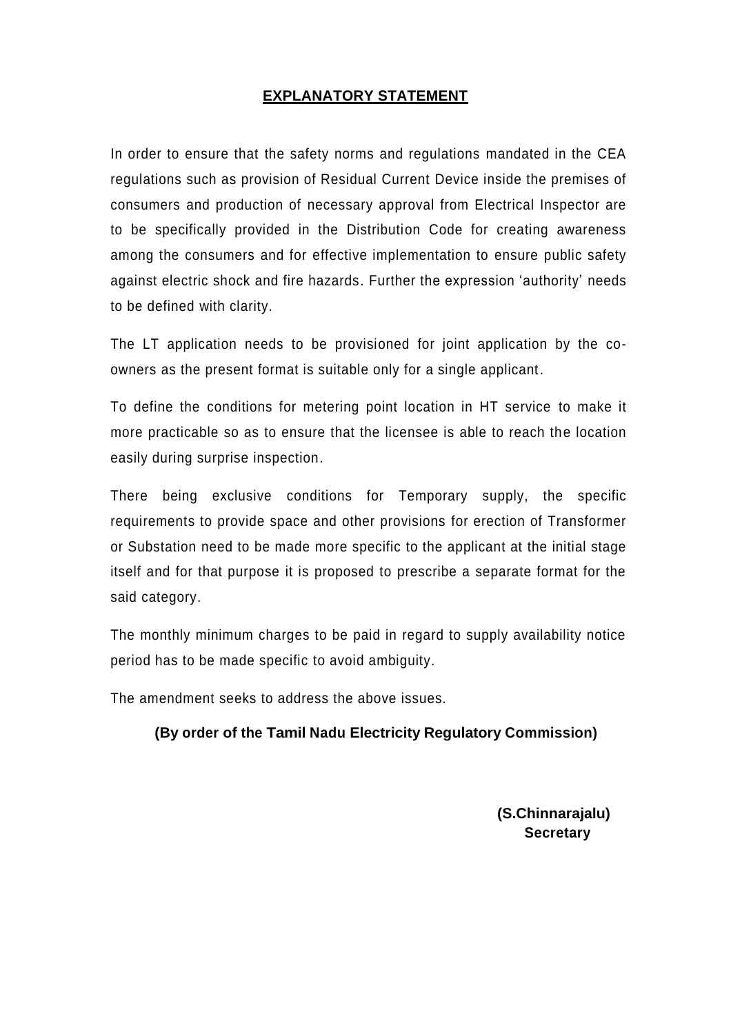## EXPLANATORY STATEMENT

In order to ensure that the safety norms and regulations mandated in the CEA regulations such as provision of Residual Current Device inside the premises of consumers and production of necessary approval from Electrical Inspector are to be specifically provided in the Distribution Code for creating awareness among the consumers and for effective implementation to ensure public safety against electric shock and fire hazards. Further the expression 'authority' needs to be defined with clarity.

The LT application needs to be provisioned for joint application by the co-owners as the present format is suitable only for a single applicant.

To define the conditions for metering point location in HT service to make it more practicable so as to ensure that the licensee is able to reach the location easily during surprise inspection.

There being exclusive conditions for Temporary supply, the specific requirements to provide space and other provisions for erection of Transformer or Substation need to be made more specific to the applicant at the initial stage itself and for that purpose it is proposed to prescribe a separate format for the said category.

The monthly minimum charges to be paid in regard to supply availability notice period has to be made specific to avoid ambiguity.

The amendment seeks to address the above issues.

**(By order of the Tamil Nadu Electricity Regulatory Commission)**

**(S.Chinnarajalu)**
**Secretary**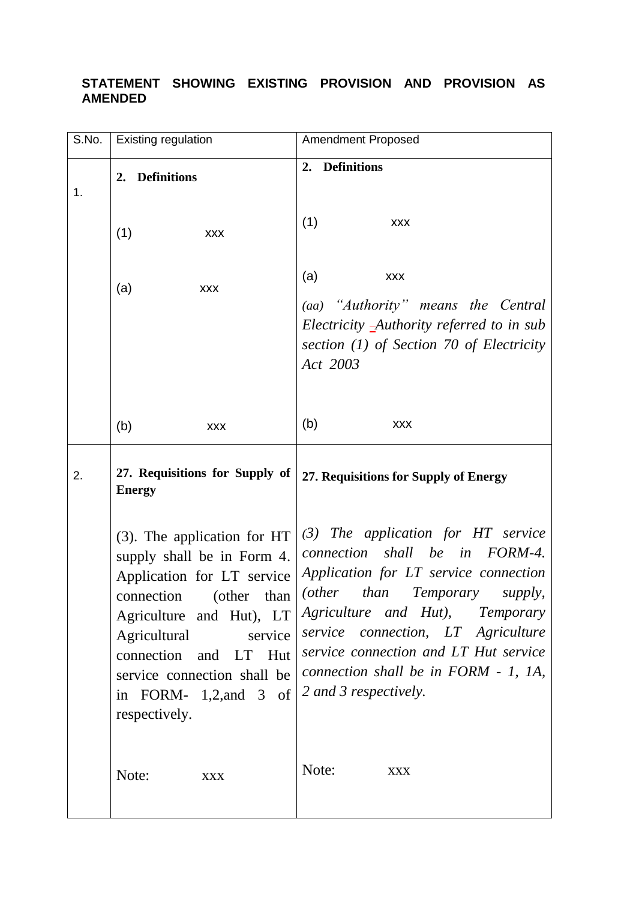**STATEMENT SHOWING EXISTING PROVISION AND PROVISION AS AMENDED**

| S.No. | Existing regulation | Amendment Proposed |
|---|---|---|
| 1. | **2. Definitions**<br><br>(1) xxx<br><br>(a) xxx<br><br>(b) xxx | **2. Definitions**<br><br>(1) xxx<br><br>(a) xxx<br><br>*(aa) "Authority" means the Central Electricity Authority referred to in sub section (1) of Section 70 of Electricity Act 2003*<br><br>(b) xxx |
| 2. | **27. Requisitions for Supply of Energy**<br><br>(3). The application for HT supply shall be in Form 4. Application for LT service connection (other than Agriculture and Hut), LT Agricultural service connection and LT Hut service connection shall be in FORM- 1,2,and 3 of respectively.<br><br>Note: xxx | **27. Requisitions for Supply of Energy**<br><br>*(3) The application for HT service connection shall be in FORM-4. Application for LT service connection (other than Temporary supply, Agriculture and Hut), Temporary service connection, LT Agriculture service connection and LT Hut service connection shall be in FORM - 1, 1A, 2 and 3 respectively.*<br><br>Note: xxx |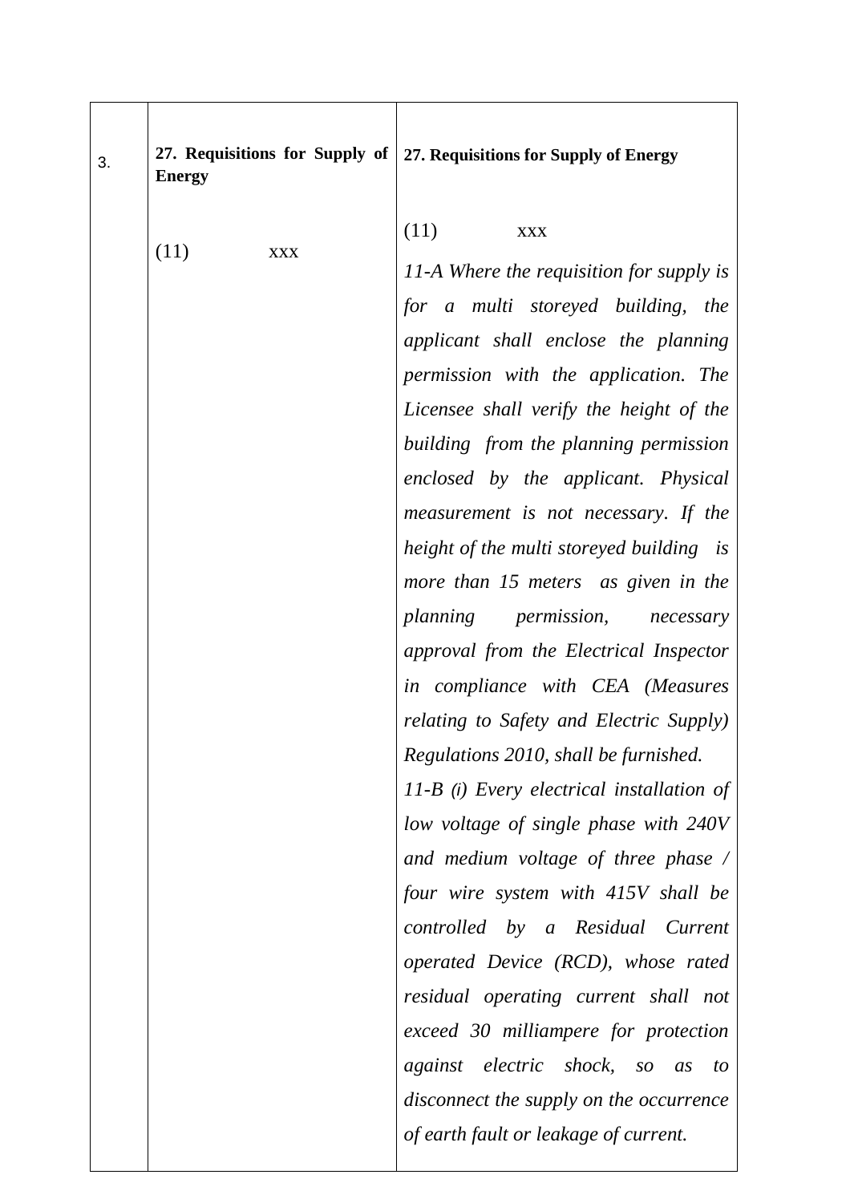| | | |
|---|---|---|
| 3. | **27. Requisitions for Supply of Energy**<br><br>(11) xxx | **27. Requisitions for Supply of Energy**<br><br>(11) xxx<br>*11-A Where the requisition for supply is for a multi storeyed building, the applicant shall enclose the planning permission with the application. The Licensee shall verify the height of the building from the planning permission enclosed by the applicant. Physical measurement is not necessary. If the height of the multi storeyed building is more than 15 meters as given in the planning permission, necessary approval from the Electrical Inspector in compliance with CEA (Measures relating to Safety and Electric Supply) Regulations 2010, shall be furnished.*<br>*11-B (i) Every electrical installation of low voltage of single phase with 240V and medium voltage of three phase / four wire system with 415V shall be controlled by a Residual Current operated Device (RCD), whose rated residual operating current shall not exceed 30 milliampere for protection against electric shock, so as to disconnect the supply on the occurrence of earth fault or leakage of current.* |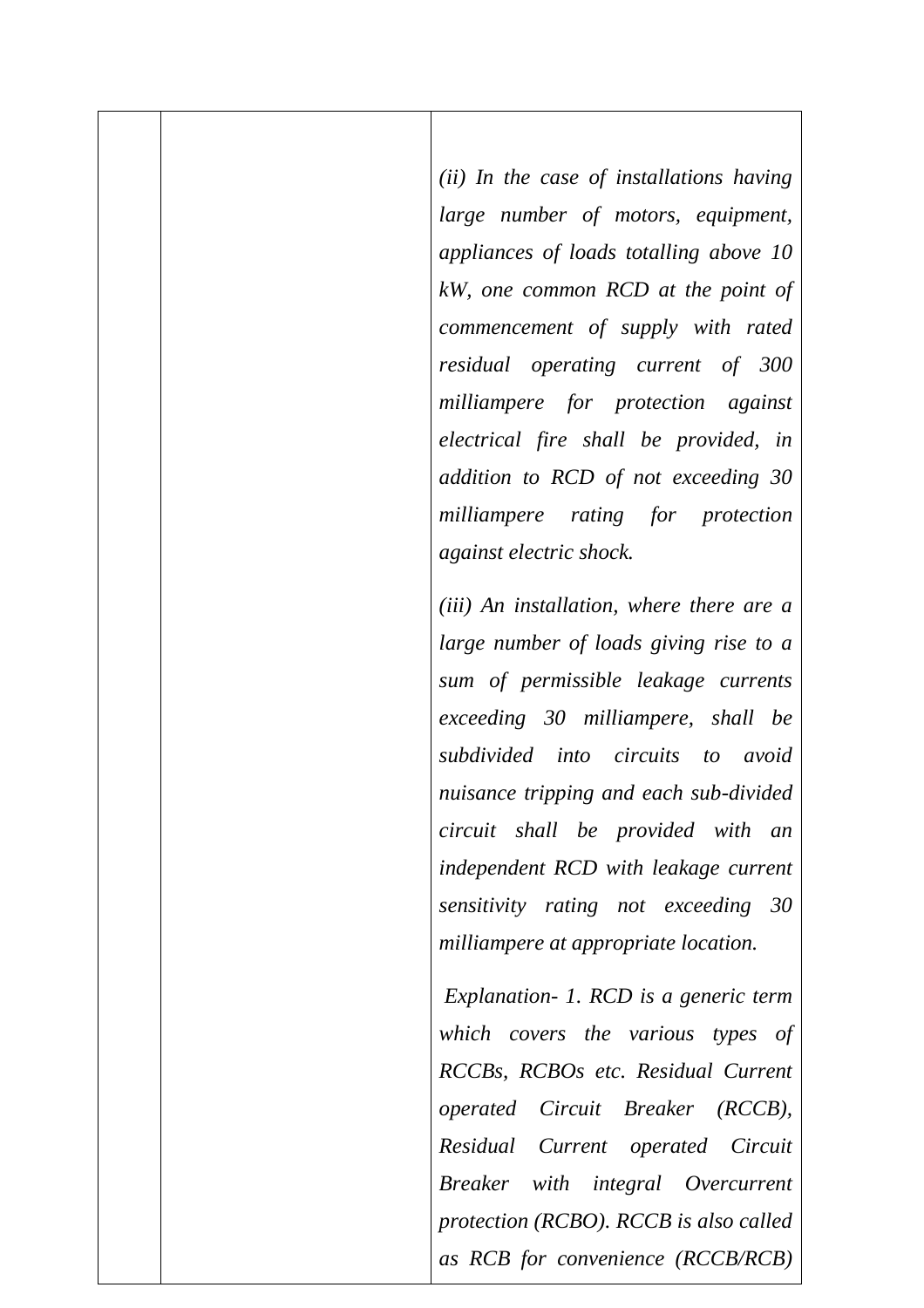| | | |
|---|---|---|
| | | *(ii) In the case of installations having large number of motors, equipment, appliances of loads totalling above 10 kW, one common RCD at the point of commencement of supply with rated residual operating current of 300 milliampere for protection against electrical fire shall be provided, in addition to RCD of not exceeding 30 milliampere rating for protection against electric shock.*<br><br>*(iii) An installation, where there are a large number of loads giving rise to a sum of permissible leakage currents exceeding 30 milliampere, shall be subdivided into circuits to avoid nuisance tripping and each sub-divided circuit shall be provided with an independent RCD with leakage current sensitivity rating not exceeding 30 milliampere at appropriate location.*<br><br>*Explanation- 1. RCD is a generic term which covers the various types of RCCBs, RCBOs etc. Residual Current operated Circuit Breaker (RCCB), Residual Current operated Circuit Breaker with integral Overcurrent protection (RCBO). RCCB is also called as RCB for convenience (RCCB/RCB)* |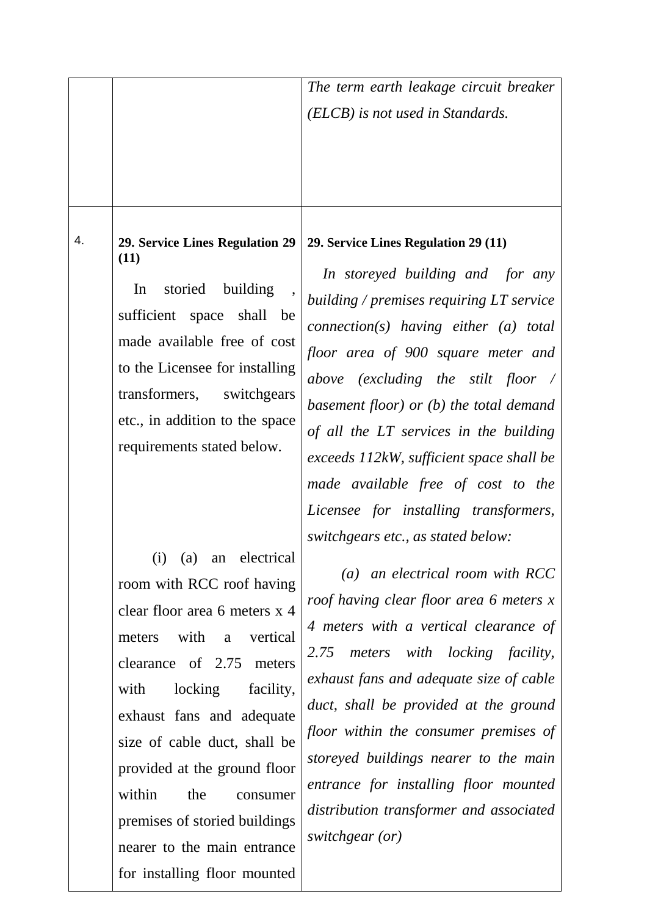| | | |
|---|---|---|
| | | *The term earth leakage circuit breaker (ELCB) is not used in Standards.* |
| 4. | **29. Service Lines Regulation 29 (11)**<br><br>In storied building , sufficient space shall be made available free of cost to the Licensee for installing transformers, switchgears etc., in addition to the space requirements stated below.<br><br>(i) (a) an electrical room with RCC roof having clear floor area 6 meters x 4 meters with a vertical clearance of 2.75 meters with locking facility, exhaust fans and adequate size of cable duct, shall be provided at the ground floor within the consumer premises of storied buildings nearer to the main entrance for installing floor mounted | **29. Service Lines Regulation 29 (11)**<br><br>*In storeyed building and for any building / premises requiring LT service connection(s) having either (a) total floor area of 900 square meter and above (excluding the stilt floor / basement floor) or (b) the total demand of all the LT services in the building exceeds 112kW, sufficient space shall be made available free of cost to the Licensee for installing transformers, switchgears etc., as stated below:*<br><br>*(a) an electrical room with RCC roof having clear floor area 6 meters x 4 meters with a vertical clearance of 2.75 meters with locking facility, exhaust fans and adequate size of cable duct, shall be provided at the ground floor within the consumer premises of storeyed buildings nearer to the main entrance for installing floor mounted distribution transformer and associated switchgear (or)* |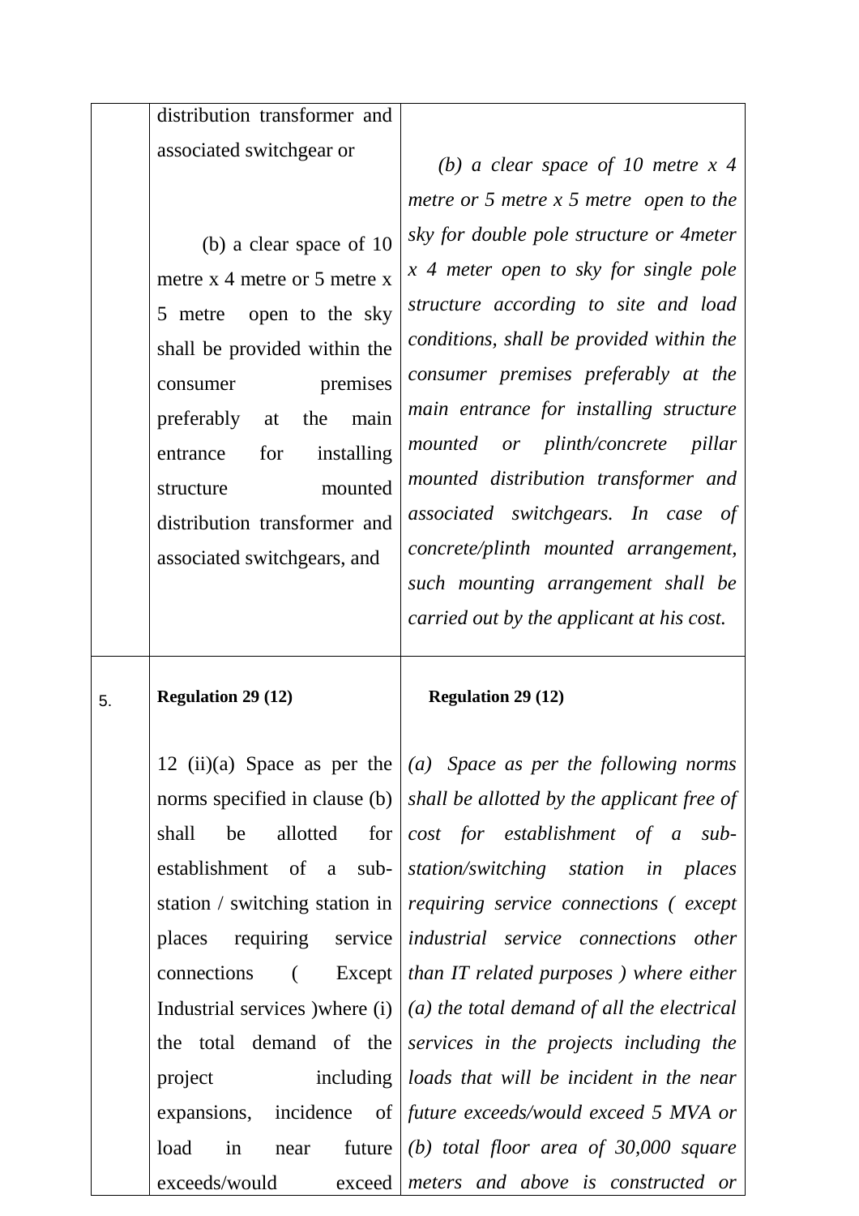| | | |
|---|---|---|
| | distribution transformer and associated switchgear or<br><br>(b) a clear space of 10 metre x 4 metre or 5 metre x 5 metre open to the sky shall be provided within the consumer premises preferably at the main entrance for installing structure mounted distribution transformer and associated switchgears, and | *(b) a clear space of 10 metre x 4 metre or 5 metre x 5 metre open to the sky for double pole structure or 4meter x 4 meter open to sky for single pole structure according to site and load conditions, shall be provided within the consumer premises preferably at the main entrance for installing structure mounted or plinth/concrete pillar mounted distribution transformer and associated switchgears. In case of concrete/plinth mounted arrangement, such mounting arrangement shall be carried out by the applicant at his cost.* |
| 5. | **Regulation 29 (12)**<br><br>12 (ii)(a) Space as per the norms specified in clause (b) shall be allotted for establishment of a sub-station / switching station in places requiring service connections ( Except Industrial services )where (i) the total demand of the project including expansions, incidence of load in near future exceeds/would exceed | **Regulation 29 (12)**<br><br>*(a) Space as per the following norms shall be allotted by the applicant free of cost for establishment of a sub-station/switching station in places requiring service connections ( except industrial service connections other than IT related purposes ) where either (a) the total demand of all the electrical services in the projects including the loads that will be incident in the near future exceeds/would exceed 5 MVA or (b) total floor area of 30,000 square meters and above is constructed or* |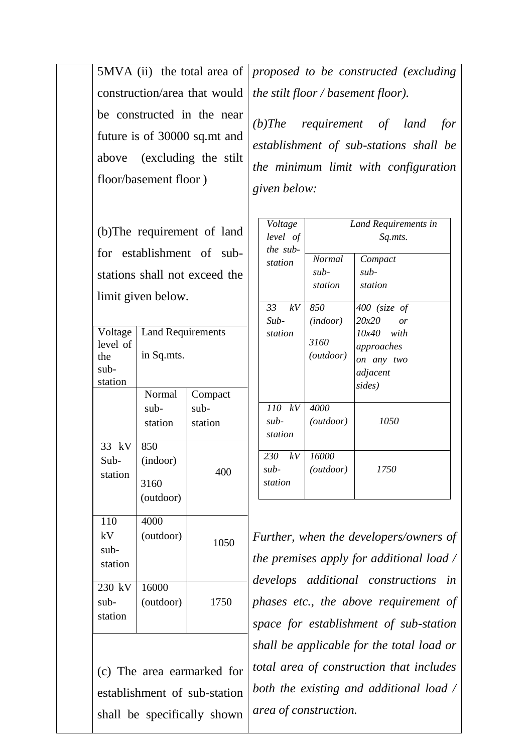5MVA (ii) the total area of construction/area that would be constructed in the near future is of 30000 sq.mt and above (excluding the stilt floor/basement floor )

(b)The requirement of land for establishment of sub-stations shall not exceed the limit given below.

| Voltage level of the sub-station | Land Requirements in Sq.mts. | |
|---|---|---|
| | Normal sub-station | Compact sub-station |
| 33 kV Sub-station | 850 (indoor) 3160 (outdoor) | 400 |
| 110 kV sub-station | 4000 (outdoor) | 1050 |
| 230 kV sub-station | 16000 (outdoor) | 1750 |

(c) The area earmarked for establishment of sub-station shall be specifically shown

*proposed to be constructed (excluding the stilt floor / basement floor).*

*(b)The requirement of land for establishment of sub-stations shall be the minimum limit with configuration given below:*

| *Voltage level of the sub-station* | *Land Requirements in Sq.mts.* | |
|---|---|---|
| | *Normal sub-station* | *Compact sub-station* |
| *33 kV Sub-station* | *850 (indoor) 3160 (outdoor)* | *400 (size of 20x20 or 10x40 with approaches on any two adjacent sides)* |
| *110 kV sub-station* | *4000 (outdoor)* | *1050* |
| *230 kV sub-station* | *16000 (outdoor)* | *1750* |

*Further, when the developers/owners of the premises apply for additional load / develops additional constructions in phases etc., the above requirement of space for establishment of sub-station shall be applicable for the total load or total area of construction that includes both the existing and additional load / area of construction.*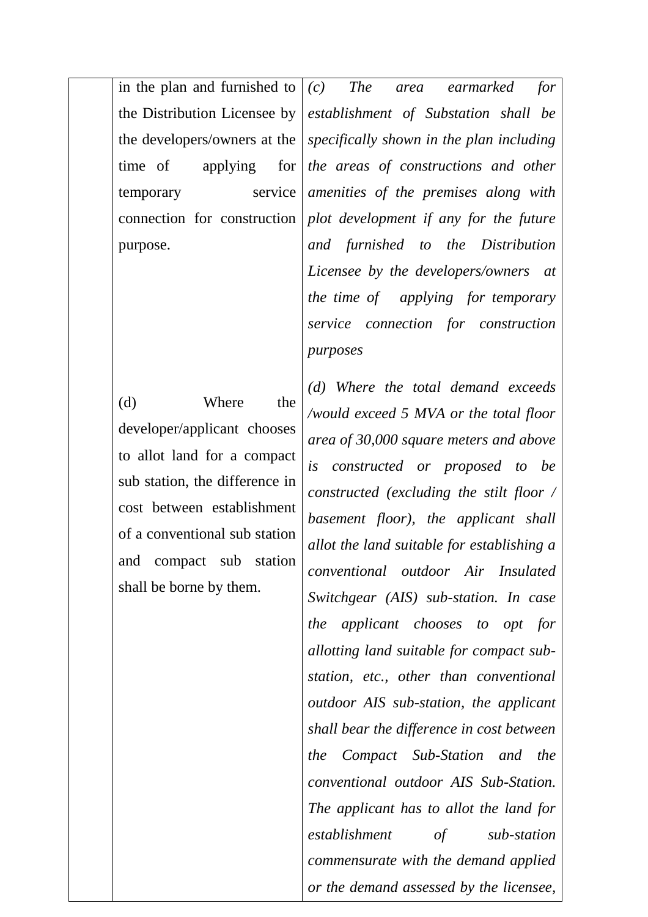|  |  |  |
|---|---|---|
|  | in the plan and furnished to the Distribution Licensee by the developers/owners at the time of applying for temporary service connection for construction purpose. | *(c) The area earmarked for establishment of Substation shall be specifically shown in the plan including the areas of constructions and other amenities of the premises along with plot development if any for the future and furnished to the Distribution Licensee by the developers/owners at the time of applying for temporary service connection for construction purposes* |
|  | (d) Where the developer/applicant chooses to allot land for a compact sub station, the difference in cost between establishment of a conventional sub station and compact sub station shall be borne by them. | *(d) Where the total demand exceeds /would exceed 5 MVA or the total floor area of 30,000 square meters and above is constructed or proposed to be constructed (excluding the stilt floor / basement floor), the applicant shall allot the land suitable for establishing a conventional outdoor Air Insulated Switchgear (AIS) sub-station. In case the applicant chooses to opt for allotting land suitable for compact sub-station, etc., other than conventional outdoor AIS sub-station, the applicant shall bear the difference in cost between the Compact Sub-Station and the conventional outdoor AIS Sub-Station. The applicant has to allot the land for establishment of sub-station commensurate with the demand applied or the demand assessed by the licensee,* |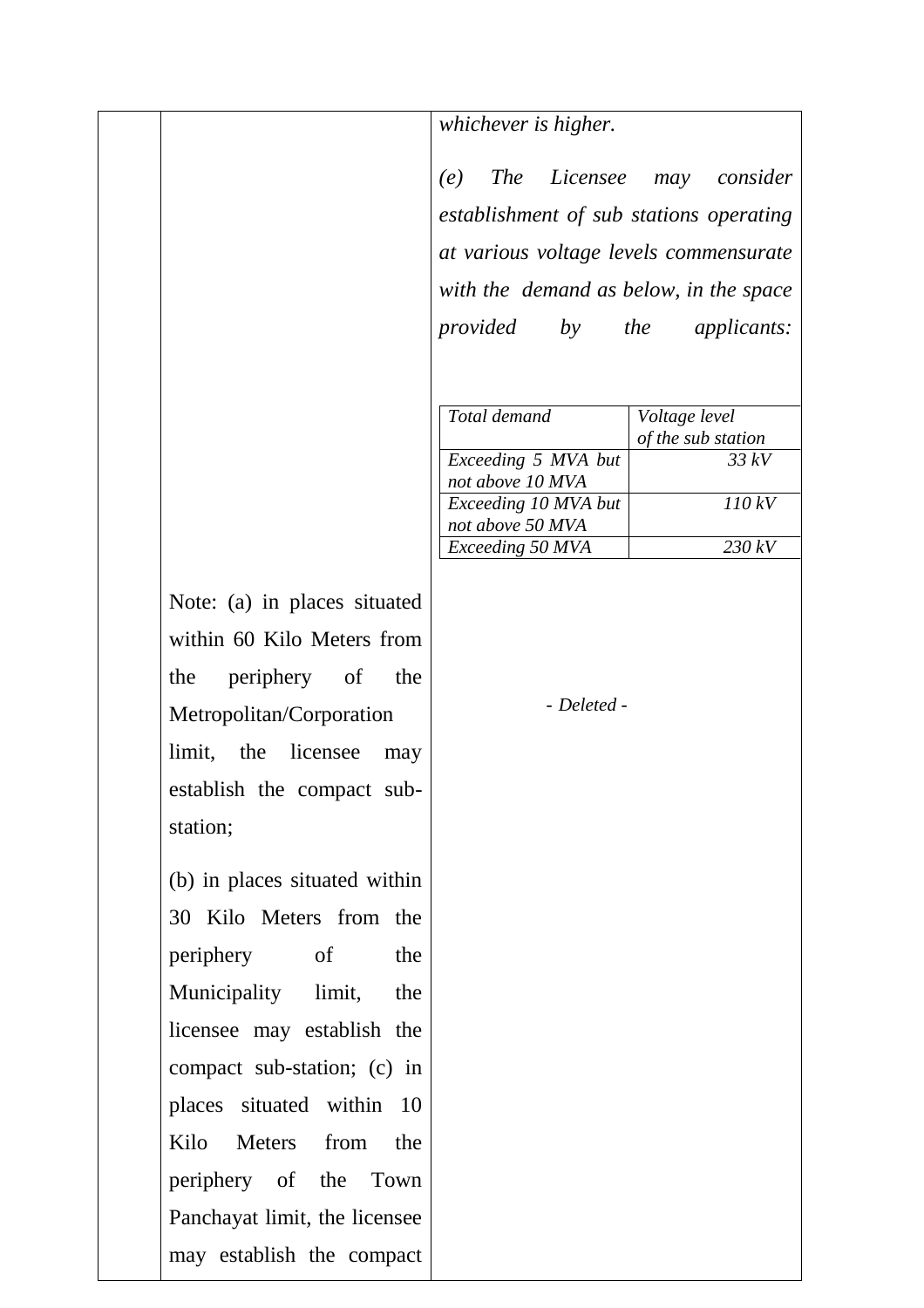| | | |
|---|---|---|
| | | *whichever is higher.*<br><br>*(e) The Licensee may consider establishment of sub stations operating at various voltage levels commensurate with the demand as below, in the space provided by the applicants:*<br><br>*Total demand* — *Voltage level of the sub station*<br>*Exceeding 5 MVA but not above 10 MVA* — *33 kV*<br>*Exceeding 10 MVA but not above 50 MVA* — *110 kV*<br>*Exceeding 50 MVA* — *230 kV* |
| | Note: (a) in places situated within 60 Kilo Meters from the periphery of the Metropolitan/Corporation limit, the licensee may establish the compact sub-station;<br><br>(b) in places situated within 30 Kilo Meters from the periphery of the Municipality limit, the licensee may establish the compact sub-station; (c) in places situated within 10 Kilo Meters from the periphery of the Town Panchayat limit, the licensee may establish the compact | *- Deleted -* |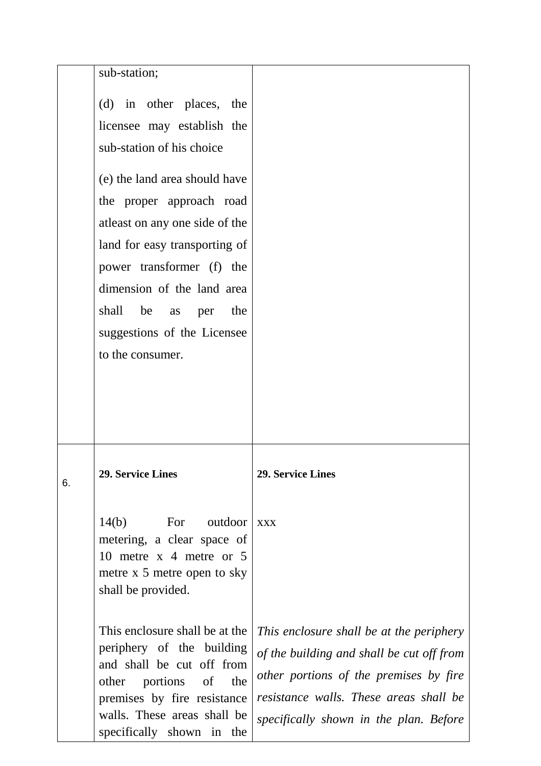| | | |
|---|---|---|
| | sub-station;<br><br>(d) in other places, the licensee may establish the sub-station of his choice<br><br>(e) the land area should have the proper approach road atleast on any one side of the land for easy transporting of power transformer (f) the dimension of the land area shall be as per the suggestions of the Licensee to the consumer. | |
| 6. | **29. Service Lines**<br><br>14(b) For outdoor metering, a clear space of 10 metre x 4 metre or 5 metre x 5 metre open to sky shall be provided.<br><br>This enclosure shall be at the periphery of the building and shall be cut off from other portions of the premises by fire resistance walls. These areas shall be specifically shown in the | **29. Service Lines**<br><br>xxx<br><br>*This enclosure shall be at the periphery of the building and shall be cut off from other portions of the premises by fire resistance walls. These areas shall be specifically shown in the plan. Before* |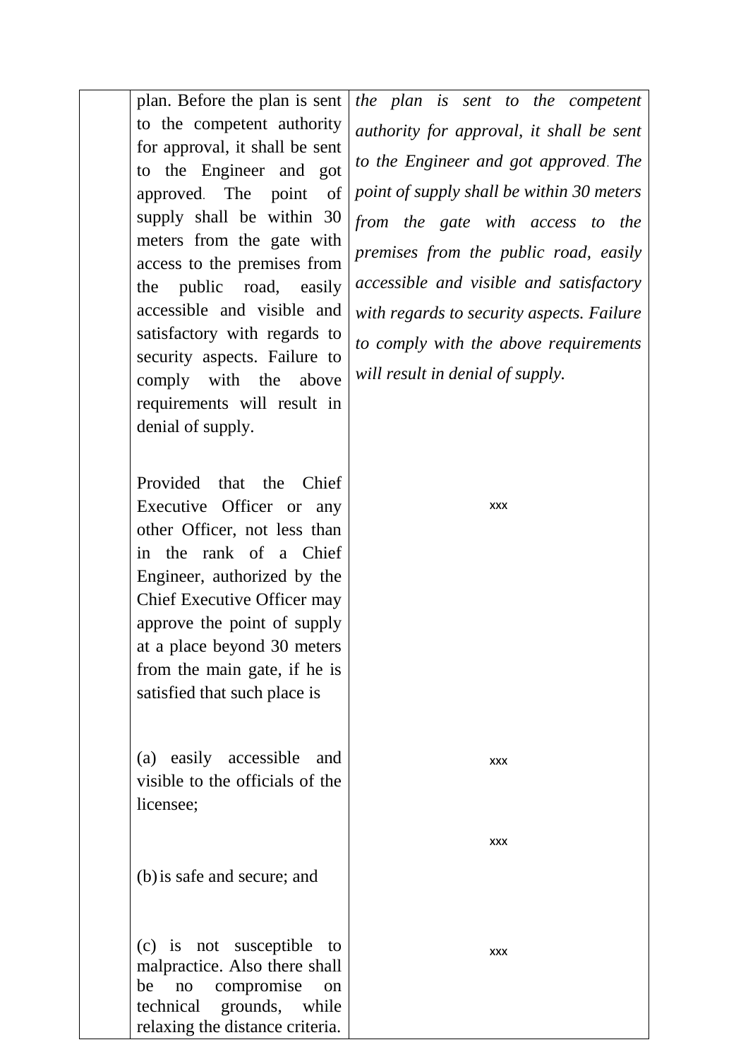| | | |
|---|---|---|
| | plan. Before the plan is sent to the competent authority for approval, it shall be sent to the Engineer and got approved. The point of supply shall be within 30 meters from the gate with access to the premises from the public road, easily accessible and visible and satisfactory with regards to security aspects. Failure to comply with the above requirements will result in denial of supply. | *the plan is sent to the competent authority for approval, it shall be sent to the Engineer and got approved. The point of supply shall be within 30 meters from the gate with access to the premises from the public road, easily accessible and visible and satisfactory with regards to security aspects. Failure to comply with the above requirements will result in denial of supply.* |
| | Provided that the Chief Executive Officer or any other Officer, not less than in the rank of a Chief Engineer, authorized by the Chief Executive Officer may approve the point of supply at a place beyond 30 meters from the main gate, if he is satisfied that such place is | xxx |
| | (a) easily accessible and visible to the officials of the licensee; | xxx |
| | (b) is safe and secure; and | xxx |
| | (c) is not susceptible to malpractice. Also there shall be no compromise on technical grounds, while relaxing the distance criteria. | xxx |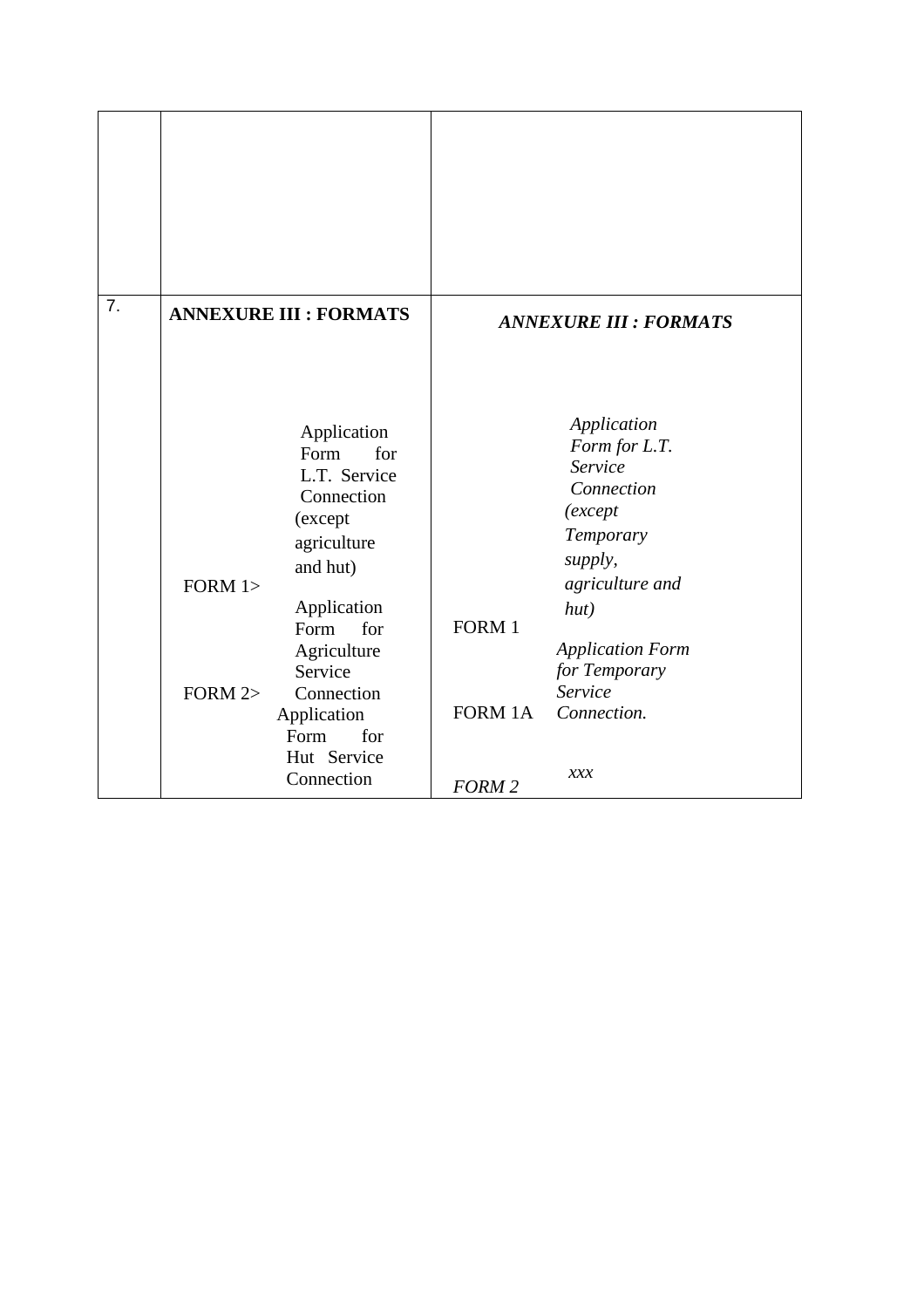| | | |
|---|---|---|
| | | |
| 7. | **ANNEXURE III : FORMATS**<br><br>FORM 1> Application Form for L.T. Service Connection (except agriculture and hut)<br><br>FORM 2> Application Form for Agriculture Service Connection<br>Application Form for Hut Service Connection | ***ANNEXURE III : FORMATS***<br><br>FORM 1 *Application Form for L.T. Service Connection (except Temporary supply, agriculture and hut)*<br><br>FORM 1A *Application Form for Temporary Service Connection.*<br><br>*FORM 2* *xxx* |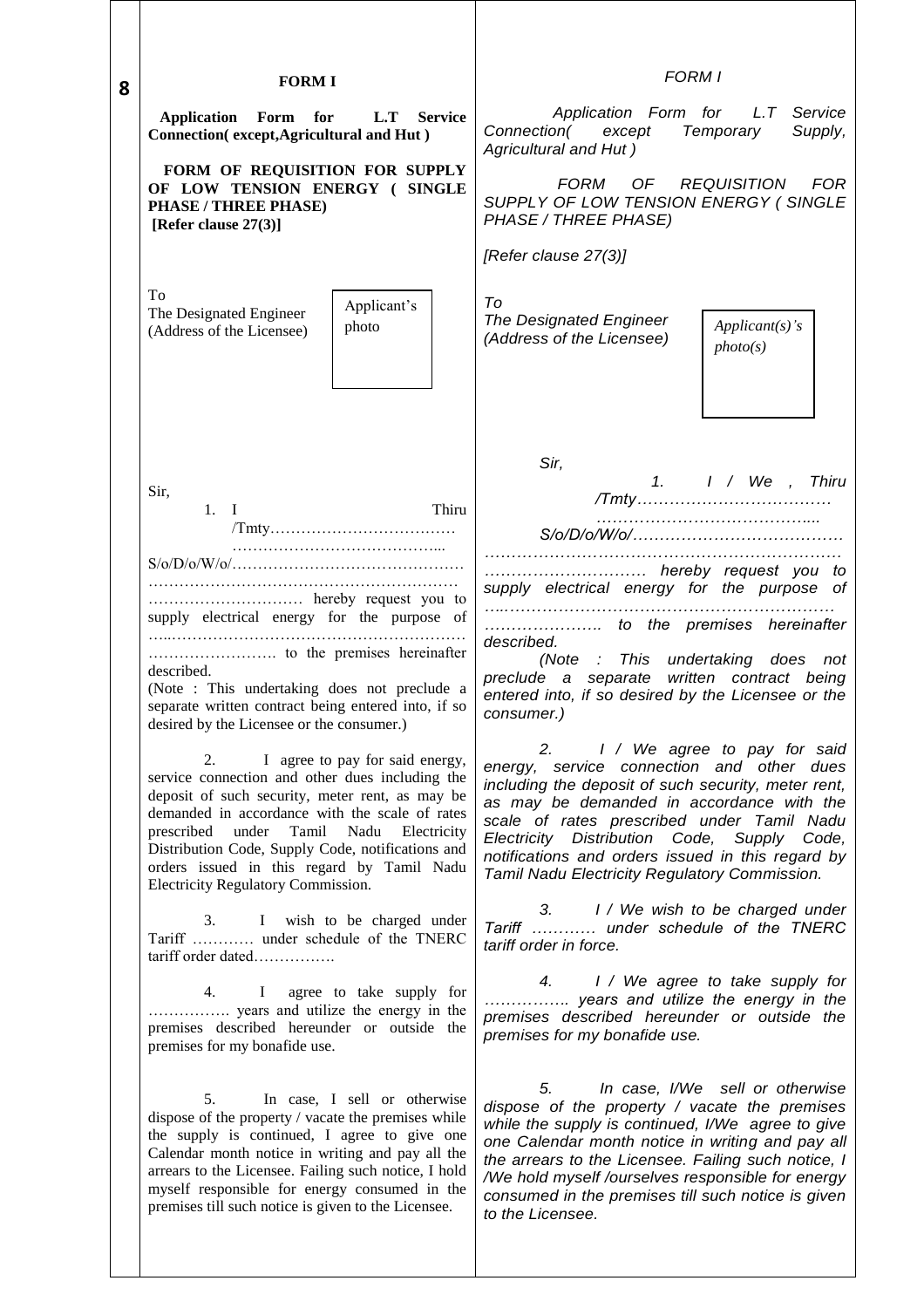**8**

**FORM I**

**Application Form for L.T Service Connection( except,Agricultural and Hut )**

**FORM OF REQUISITION FOR SUPPLY OF LOW TENSION ENERGY ( SINGLE PHASE / THREE PHASE)**
**[Refer clause 27(3)]**

To
The Designated Engineer
(Address of the Licensee)

Applicant's photo

Sir,

1. I Thiru /Tmty……………………………… …………………………………... S/o/D/o/W/o/……………………………………… …………………………………………………… ………………………… hereby request you to supply electrical energy for the purpose of …..………………………………………………… ……………………. to the premises hereinafter described.

(Note : This undertaking does not preclude a separate written contract being entered into, if so desired by the Licensee or the consumer.)

2. I agree to pay for said energy, service connection and other dues including the deposit of such security, meter rent, as may be demanded in accordance with the scale of rates prescribed under Tamil Nadu Electricity Distribution Code, Supply Code, notifications and orders issued in this regard by Tamil Nadu Electricity Regulatory Commission.

3. I wish to be charged under Tariff ………… under schedule of the TNERC tariff order dated…………….

4. I agree to take supply for ……………. years and utilize the energy in the premises described hereunder or outside the premises for my bonafide use.

5. In case, I sell or otherwise dispose of the property / vacate the premises while the supply is continued, I agree to give one Calendar month notice in writing and pay all the arrears to the Licensee. Failing such notice, I hold myself responsible for energy consumed in the premises till such notice is given to the Licensee.

*FORM I*

*Application Form for L.T Service Connection( except Temporary Supply, Agricultural and Hut )*

*FORM OF REQUISITION FOR SUPPLY OF LOW TENSION ENERGY ( SINGLE PHASE / THREE PHASE)*

*[Refer clause 27(3)]*

*To*
*The Designated Engineer*
*(Address of the Licensee)*

*Applicant(s)'s photo(s)*

*Sir,*

*1. I / We , Thiru /Tmty……………………………… …………………………………... S/o/D/o/W/o/………………………………… …………………………………………………………… ………………………… hereby request you to supply electrical energy for the purpose of …..……………………………………………………… ………………….. to the premises hereinafter described.*

*(Note : This undertaking does not preclude a separate written contract being entered into, if so desired by the Licensee or the consumer.)*

*2. I / We agree to pay for said energy, service connection and other dues including the deposit of such security, meter rent, as may be demanded in accordance with the scale of rates prescribed under Tamil Nadu Electricity Distribution Code, Supply Code, notifications and orders issued in this regard by Tamil Nadu Electricity Regulatory Commission.*

*3. I / We wish to be charged under Tariff ………… under schedule of the TNERC tariff order in force.*

*4. I / We agree to take supply for ……………. years and utilize the energy in the premises described hereunder or outside the premises for my bonafide use.*

*5. In case, I/We sell or otherwise dispose of the property / vacate the premises while the supply is continued, I/We agree to give one Calendar month notice in writing and pay all the arrears to the Licensee. Failing such notice, I /We hold myself /ourselves responsible for energy consumed in the premises till such notice is given to the Licensee.*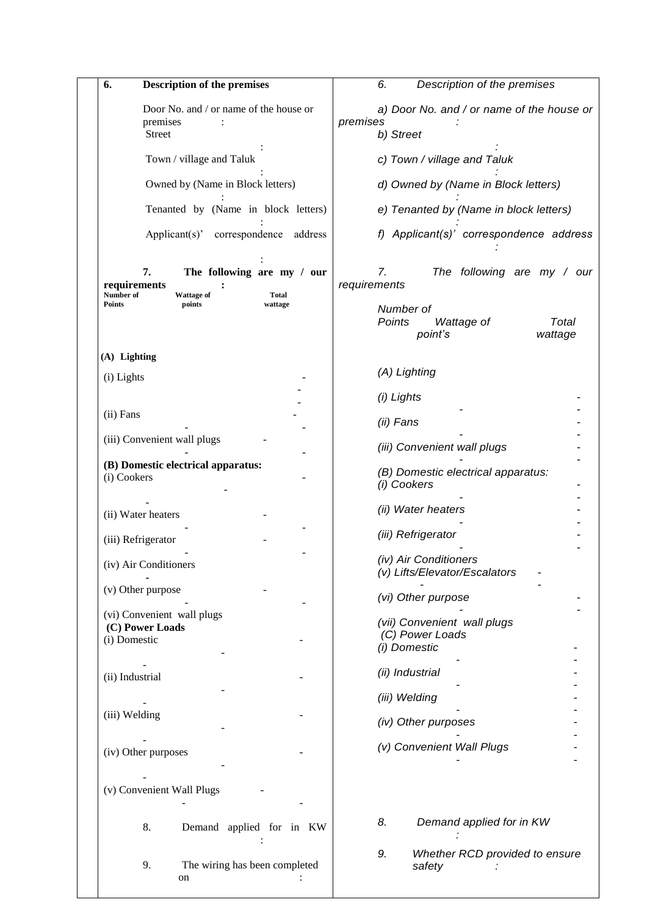**6. Description of the premises**

Door No. and / or name of the house or premises :

Street :

Town / village and Taluk :

Owned by (Name in Block letters) :

Tenanted by (Name in block letters) :

Applicant(s)' correspondence address :

**7. The following are my / our requirements :**

| Number of Points | Wattage of points | Total wattage |
|---|---|---|

**(A) Lighting**

(i) Lights - - -

(ii) Fans - - -

(iii) Convenient wall plugs - - -

**(B) Domestic electrical apparatus:**

(i) Cookers - - -

(ii) Water heaters - - -

(iii) Refrigerator - - -

(iv) Air Conditioners -

(v) Other purpose - - -

(vi) Convenient wall plugs

**(C) Power Loads**

(i) Domestic - - -

(ii) Industrial - - -

(iii) Welding - - -

(iv) Other purposes - - -

(v) Convenient Wall Plugs - - -

8. Demand applied for in KW :

9. The wiring has been completed on :

*6. Description of the premises*

*a) Door No. and / or name of the house or premises :*

*b) Street :*

*c) Town / village and Taluk :*

*d) Owned by (Name in Block letters) :*

*e) Tenanted by (Name in block letters) :*

*f) Applicant(s)' correspondence address :*

*7. The following are my / our requirements*

| *Number of Points* | *Wattage of point's* | *Total wattage* |
|---|---|---|

*(A) Lighting*

*(i) Lights* - - -

*(ii) Fans* - - -

*(iii) Convenient wall plugs* - - -

*(B) Domestic electrical apparatus:*

*(i) Cookers* - - -

*(ii) Water heaters* - - -

*(iii) Refrigerator* - - -

*(iv) Air Conditioners*

*(v) Lifts/Elevator/Escalators* - - -

*(vi) Other purpose* - - -

*(vii) Convenient wall plugs*

*(C) Power Loads*

*(i) Domestic* - - -

*(ii) Industrial* - - -

*(iii) Welding* - - -

*(iv) Other purposes* - - -

*(v) Convenient Wall Plugs* - - -

*8. Demand applied for in KW :*

*9. Whether RCD provided to ensure safety :*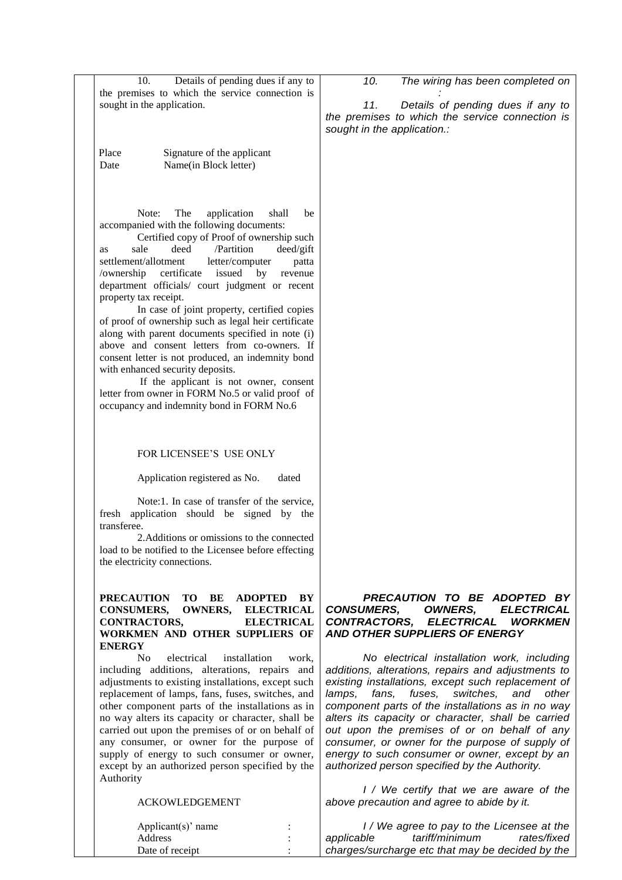10. Details of pending dues if any to the premises to which the service connection is sought in the application.

Place Signature of the applicant

Date Name(in Block letter)

Note: The application shall be accompanied with the following documents:

Certified copy of Proof of ownership such as sale deed /Partition deed/gift settlement/allotment letter/computer patta /ownership certificate issued by revenue department officials/ court judgment or recent property tax receipt.

In case of joint property, certified copies of proof of ownership such as legal heir certificate along with parent documents specified in note (i) above and consent letters from co-owners. If consent letter is not produced, an indemnity bond with enhanced security deposits.

If the applicant is not owner, consent letter from owner in FORM No.5 or valid proof of occupancy and indemnity bond in FORM No.6

FOR LICENSEE'S USE ONLY

Application registered as No. dated

Note:1. In case of transfer of the service, fresh application should be signed by the transferee.

2.Additions or omissions to the connected load to be notified to the Licensee before effecting the electricity connections.

**PRECAUTION TO BE ADOPTED BY CONSUMERS, OWNERS, ELECTRICAL CONTRACTORS, ELECTRICAL WORKMEN AND OTHER SUPPLIERS OF ENERGY**

No electrical installation work, including additions, alterations, repairs and adjustments to existing installations, except such replacement of lamps, fans, fuses, switches, and other component parts of the installations as in no way alters its capacity or character, shall be carried out upon the premises of or on behalf of any consumer, or owner for the purpose of supply of energy to such consumer or owner, except by an authorized person specified by the Authority

ACKOWLEDGEMENT

Applicant(s)' name :

Address :

Date of receipt :

*10. The wiring has been completed on :*

*11. Details of pending dues if any to the premises to which the service connection is sought in the application.:*

***PRECAUTION TO BE ADOPTED BY CONSUMERS, OWNERS, ELECTRICAL CONTRACTORS, ELECTRICAL WORKMEN AND OTHER SUPPLIERS OF ENERGY***

*No electrical installation work, including additions, alterations, repairs and adjustments to existing installations, except such replacement of lamps, fans, fuses, switches, and other component parts of the installations as in no way alters its capacity or character, shall be carried out upon the premises of or on behalf of any consumer, or owner for the purpose of supply of energy to such consumer or owner, except by an authorized person specified by the Authority.*

*I / We certify that we are aware of the above precaution and agree to abide by it.*

*I / We agree to pay to the Licensee at the applicable tariff/minimum rates/fixed charges/surcharge etc that may be decided by the*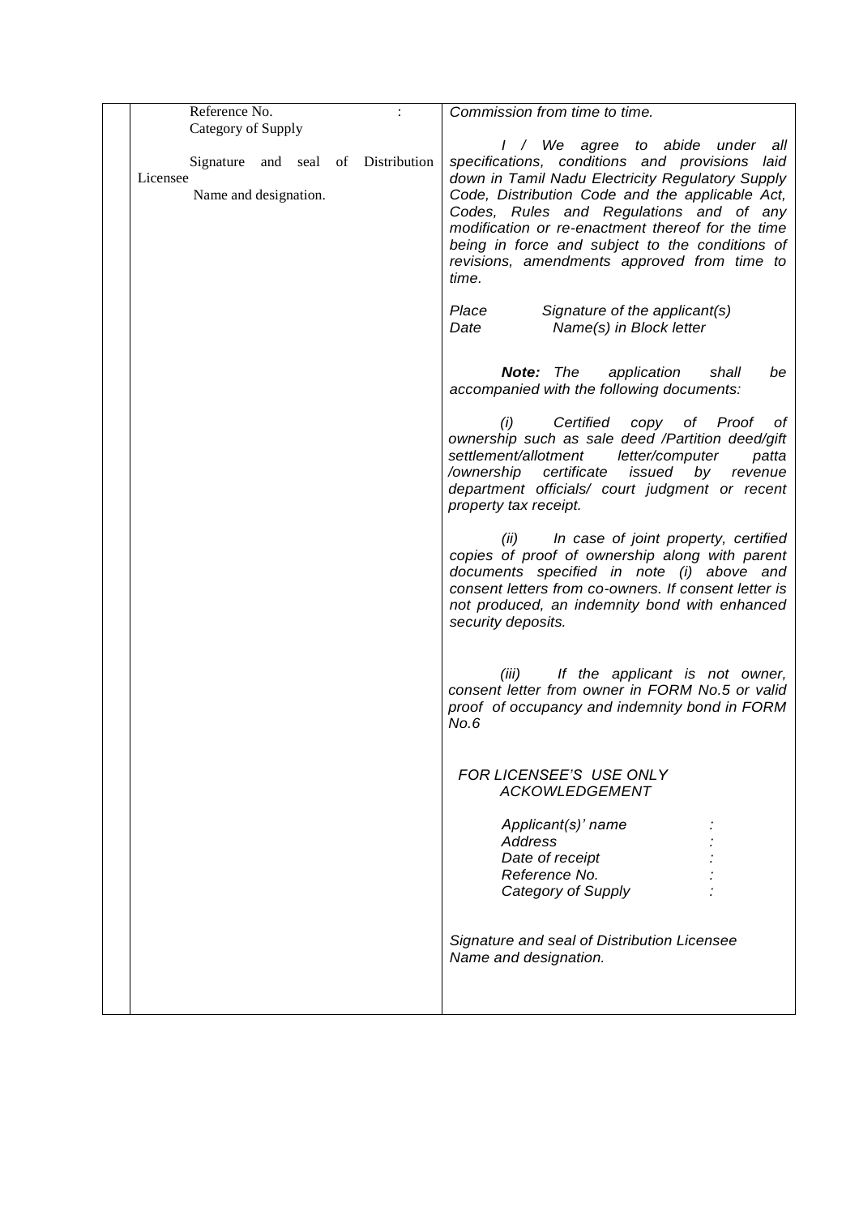| | | |
|---|---|---|
| | Reference No. :<br>Category of Supply<br><br>Signature and seal of Distribution Licensee<br>Name and designation. | *Commission from time to time.*<br><br>*I / We agree to abide under all specifications, conditions and provisions laid down in Tamil Nadu Electricity Regulatory Supply Code, Distribution Code and the applicable Act, Codes, Rules and Regulations and of any modification or re-enactment thereof for the time being in force and subject to the conditions of revisions, amendments approved from time to time.*<br><br>*Place Signature of the applicant(s)*<br>*Date Name(s) in Block letter*<br><br>***Note:** The application shall be accompanied with the following documents:*<br><br>*(i) Certified copy of Proof of ownership such as sale deed /Partition deed/gift settlement/allotment letter/computer patta /ownership certificate issued by revenue department officials/ court judgment or recent property tax receipt.*<br><br>*(ii) In case of joint property, certified copies of proof of ownership along with parent documents specified in note (i) above and consent letters from co-owners. If consent letter is not produced, an indemnity bond with enhanced security deposits.*<br><br>*(iii) If the applicant is not owner, consent letter from owner in FORM No.5 or valid proof of occupancy and indemnity bond in FORM No.6*<br><br>*FOR LICENSEE'S USE ONLY*<br>*ACKOWLEDGEMENT*<br><br>*Applicant(s)' name :*<br>*Address :*<br>*Date of receipt :*<br>*Reference No. :*<br>*Category of Supply :*<br><br>*Signature and seal of Distribution Licensee*<br>*Name and designation.* |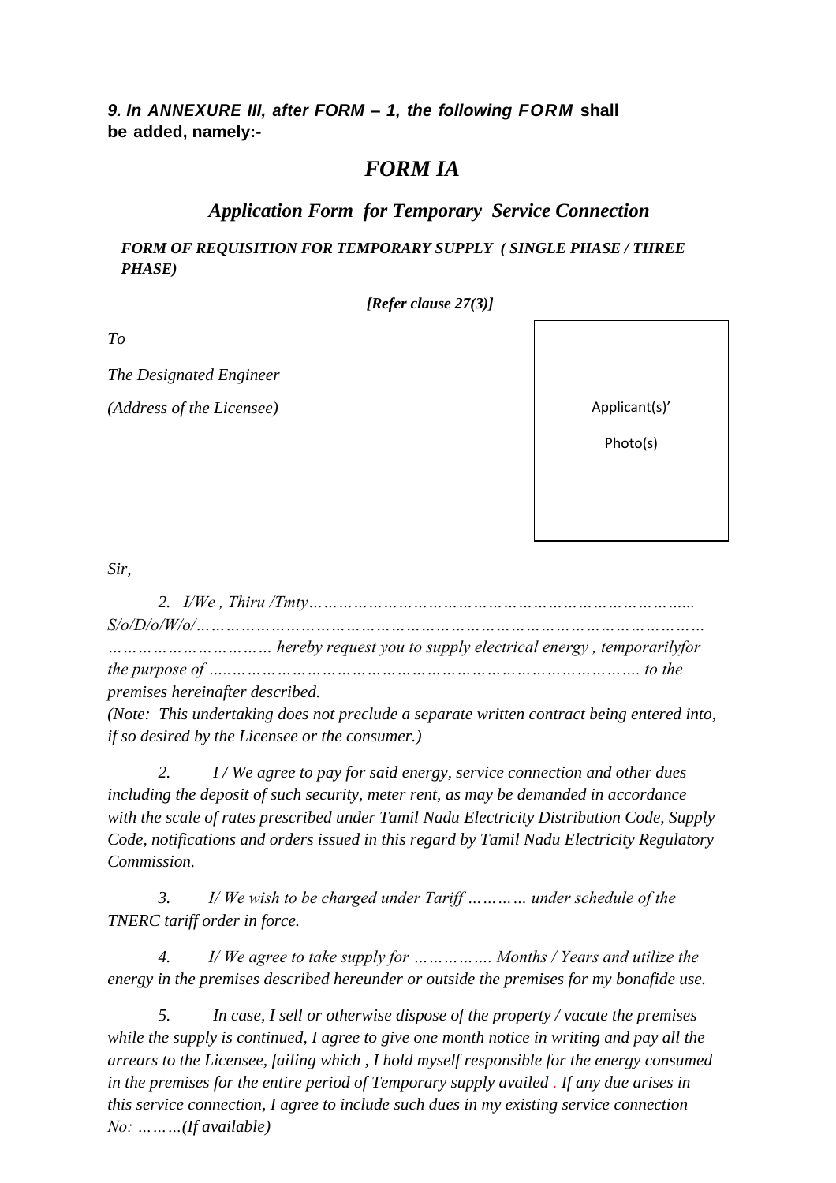***9. In ANNEXURE III, after FORM – 1, the following FORM* shall be added, namely:-**

# *FORM IA*

## *Application Form for Temporary Service Connection*

***FORM OF REQUISITION FOR TEMPORARY SUPPLY ( SINGLE PHASE / THREE PHASE)***

***[Refer clause 27(3)]***

*To*

*The Designated Engineer*

*(Address of the Licensee)*

Applicant(s)'

Photo(s)

*Sir,*

*2. I/We , Thiru /Tmty………………………………………………………………..… S/o/D/o/W/o/……………………………………………………………………………………… …………………………… hereby request you to supply electrical energy , temporarilyfor the purpose of ..…………………………………………………………………………. to the premises hereinafter described.*

*(Note: This undertaking does not preclude a separate written contract being entered into, if so desired by the Licensee or the consumer.)*

*2. I / We agree to pay for said energy, service connection and other dues including the deposit of such security, meter rent, as may be demanded in accordance with the scale of rates prescribed under Tamil Nadu Electricity Distribution Code, Supply Code, notifications and orders issued in this regard by Tamil Nadu Electricity Regulatory Commission.*

*3. I/ We wish to be charged under Tariff ………… under schedule of the TNERC tariff order in force.*

*4. I/ We agree to take supply for ……………. Months / Years and utilize the energy in the premises described hereunder or outside the premises for my bonafide use.*

*5. In case, I sell or otherwise dispose of the property / vacate the premises while the supply is continued, I agree to give one month notice in writing and pay all the arrears to the Licensee, failing which , I hold myself responsible for the energy consumed in the premises for the entire period of Temporary supply availed . If any due arises in this service connection, I agree to include such dues in my existing service connection No: ………(If available)*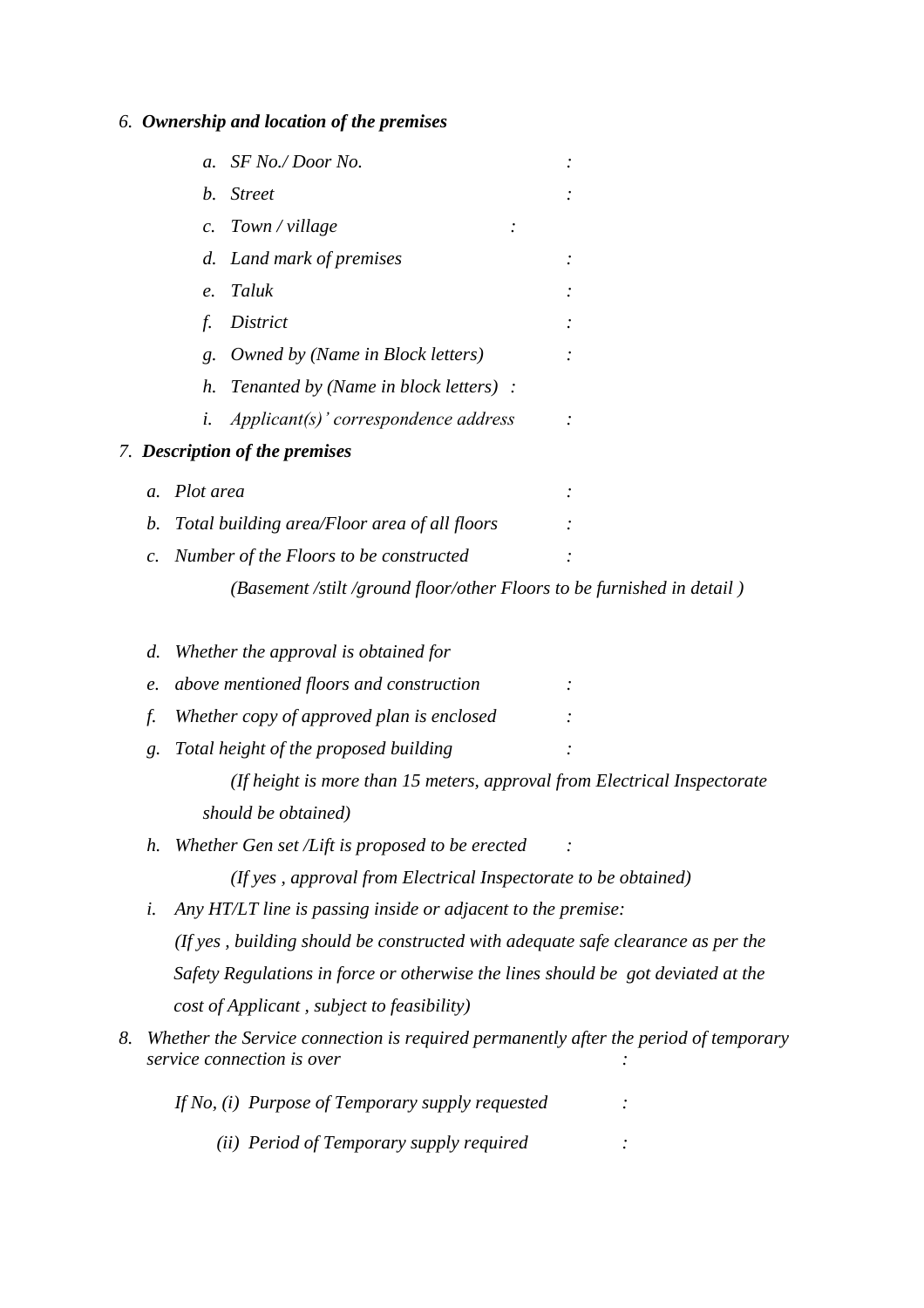6. ***Ownership and location of the premises***

   a. *SF No./ Door No.* :
   b. *Street* :
   c. *Town / village* :
   d. *Land mark of premises* :
   e. *Taluk* :
   f. *District* :
   g. *Owned by (Name in Block letters)* :
   h. *Tenanted by (Name in block letters)* :
   i. *Applicant(s)' correspondence address* :

7. ***Description of the premises***

   a. *Plot area* :
   b. *Total building area/Floor area of all floors* :
   c. *Number of the Floors to be constructed* :

      *(Basement /stilt /ground floor/other Floors to be furnished in detail )*

   d. *Whether the approval is obtained for*
   e. *above mentioned floors and construction* :
   f. *Whether copy of approved plan is enclosed* :
   g. *Total height of the proposed building* :

      *(If height is more than 15 meters, approval from Electrical Inspectorate should be obtained)*

   h. *Whether Gen set /Lift is proposed to be erected* :

      *(If yes , approval from Electrical Inspectorate to be obtained)*

   i. *Any HT/LT line is passing inside or adjacent to the premise:*
      *(If yes , building should be constructed with adequate safe clearance as per the Safety Regulations in force or otherwise the lines should be got deviated at the cost of Applicant , subject to feasibility)*

8. *Whether the Service connection is required permanently after the period of temporary service connection is over* :

   *If No, (i) Purpose of Temporary supply requested* :

   *(ii) Period of Temporary supply required* :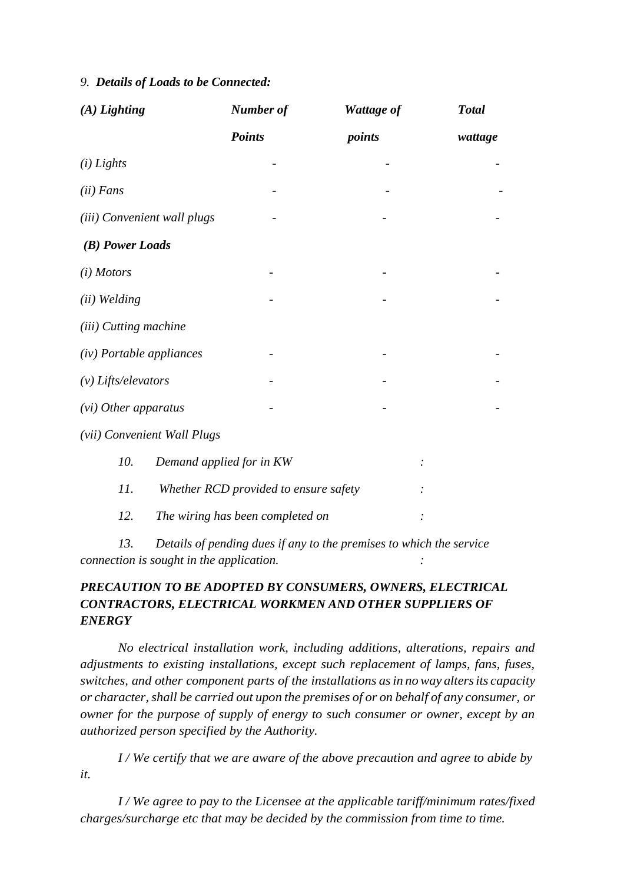*9. **Details of Loads to be Connected:***

| ***(A) Lighting*** | ***Number of Points*** | ***Wattage of points*** | ***Total wattage*** |
|---|---|---|---|
| *(i) Lights* | - | - | - |
| *(ii) Fans* | - | - | - |
| *(iii) Convenient wall plugs* | - | - | - |
| ***(B) Power Loads*** | | | |
| *(i) Motors* | - | - | - |
| *(ii) Welding* | - | - | - |
| *(iii) Cutting machine* | | | |
| *(iv) Portable appliances* | - | - | - |
| *(v) Lifts/elevators* | - | - | - |
| *(vi) Other apparatus* | - | - | - |
| *(vii) Convenient Wall Plugs* | | | |

*10. Demand applied for in KW :*

*11. Whether RCD provided to ensure safety :*

*12. The wiring has been completed on :*

*13. Details of pending dues if any to the premises to which the service connection is sought in the application. :*

***PRECAUTION TO BE ADOPTED BY CONSUMERS, OWNERS, ELECTRICAL CONTRACTORS, ELECTRICAL WORKMEN AND OTHER SUPPLIERS OF ENERGY***

*No electrical installation work, including additions, alterations, repairs and adjustments to existing installations, except such replacement of lamps, fans, fuses, switches, and other component parts of the installations as in no way alters its capacity or character, shall be carried out upon the premises of or on behalf of any consumer, or owner for the purpose of supply of energy to such consumer or owner, except by an authorized person specified by the Authority.*

*I / We certify that we are aware of the above precaution and agree to abide by it.*

*I / We agree to pay to the Licensee at the applicable tariff/minimum rates/fixed charges/surcharge etc that may be decided by the commission from time to time.*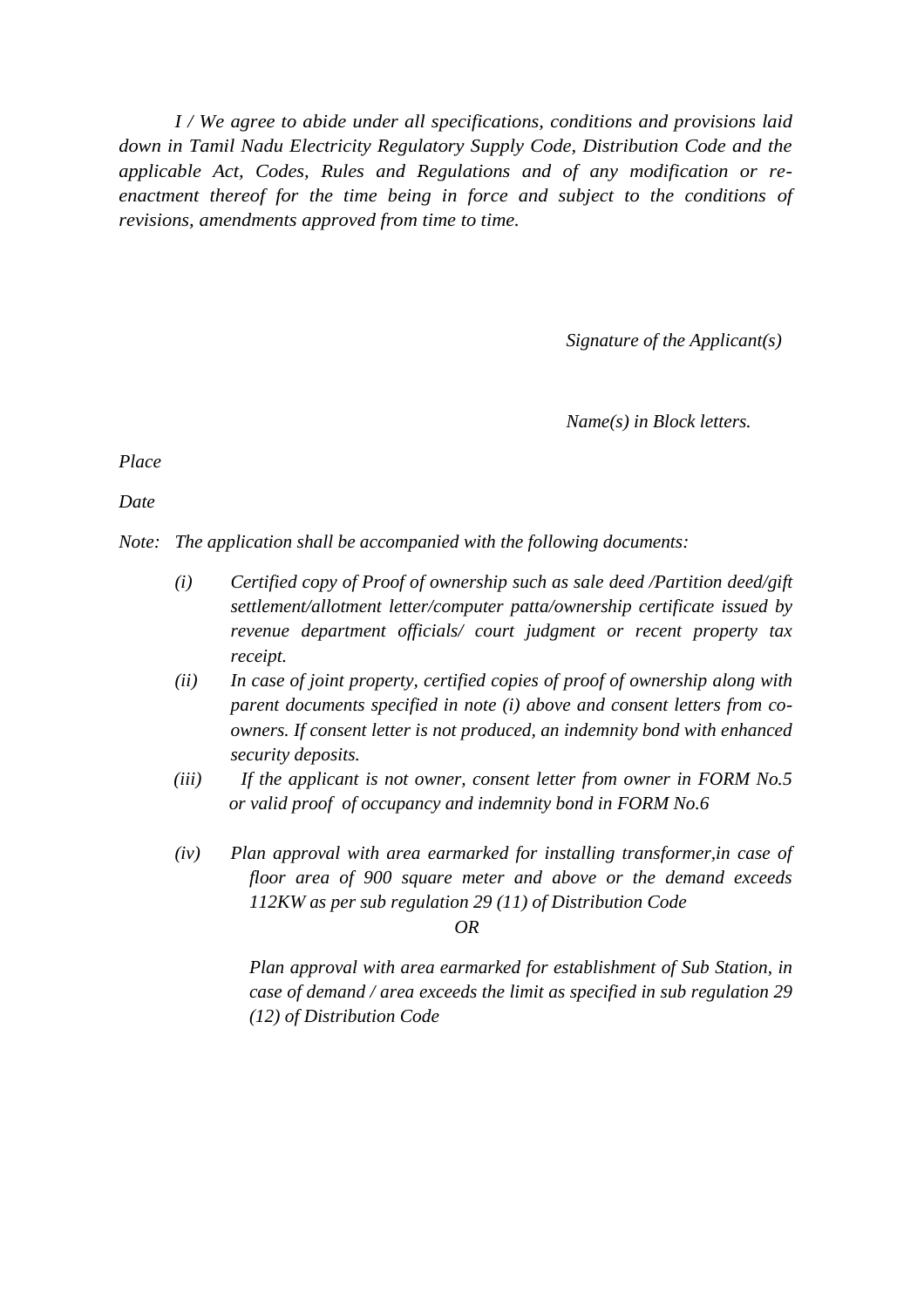*I / We agree to abide under all specifications, conditions and provisions laid down in Tamil Nadu Electricity Regulatory Supply Code, Distribution Code and the applicable Act, Codes, Rules and Regulations and of any modification or re-enactment thereof for the time being in force and subject to the conditions of revisions, amendments approved from time to time.*

*Signature of the Applicant(s)*

*Name(s) in Block letters.*

*Place*

*Date*

*Note: The application shall be accompanied with the following documents:*

- *(i) Certified copy of Proof of ownership such as sale deed /Partition deed/gift settlement/allotment letter/computer patta/ownership certificate issued by revenue department officials/ court judgment or recent property tax receipt.*
- *(ii) In case of joint property, certified copies of proof of ownership along with parent documents specified in note (i) above and consent letters from co-owners. If consent letter is not produced, an indemnity bond with enhanced security deposits.*
- *(iii) If the applicant is not owner, consent letter from owner in FORM No.5 or valid proof of occupancy and indemnity bond in FORM No.6*
- *(iv) Plan approval with area earmarked for installing transformer,in case of floor area of 900 square meter and above or the demand exceeds 112KW as per sub regulation 29 (11) of Distribution Code*

  *OR*

  *Plan approval with area earmarked for establishment of Sub Station, in case of demand / area exceeds the limit as specified in sub regulation 29 (12) of Distribution Code*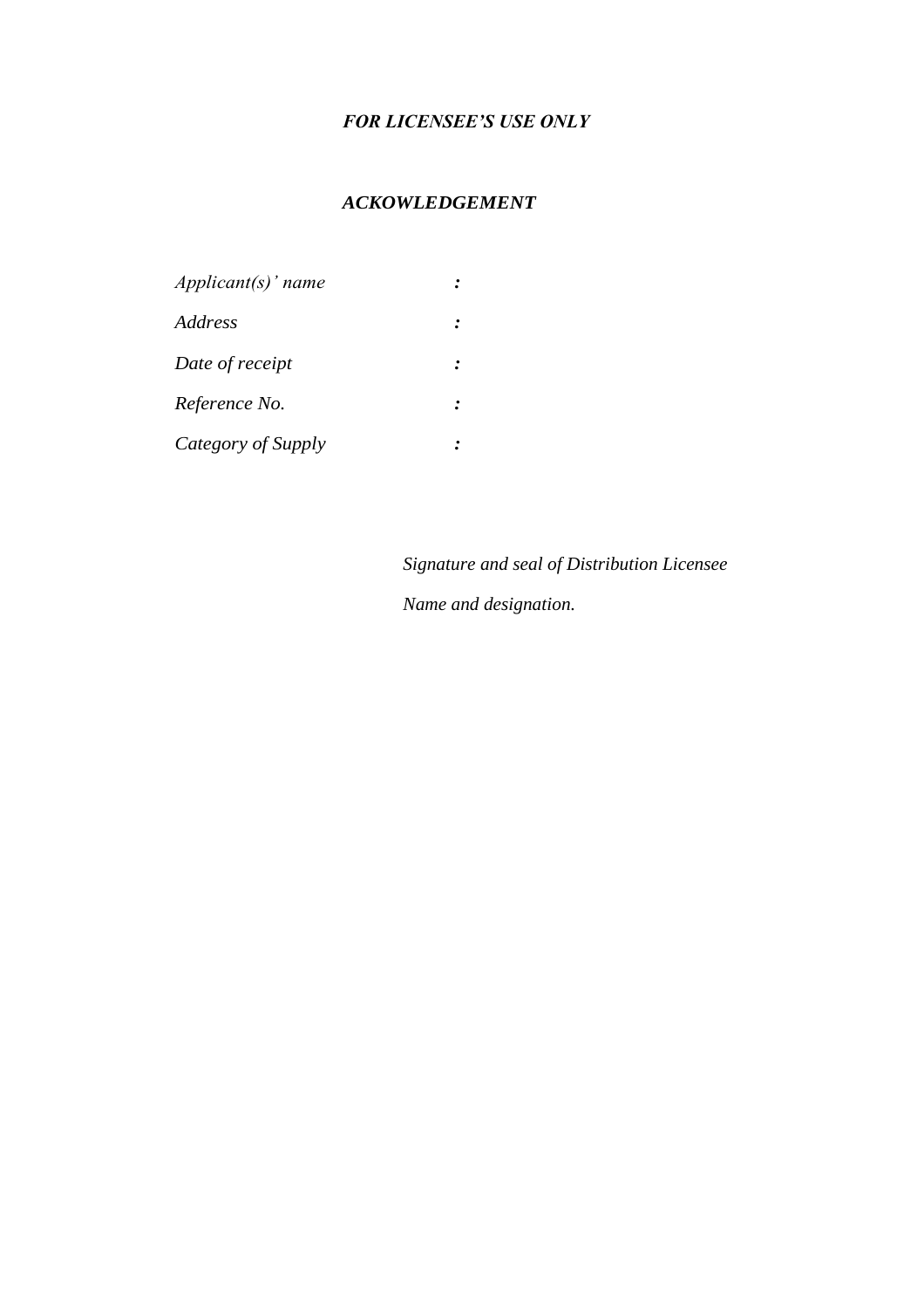***FOR LICENSEE'S USE ONLY***

***ACKOWLEDGEMENT***

| | |
|---|---|
| *Applicant(s)' name* | *:* |
| *Address* | *:* |
| *Date of receipt* | *:* |
| *Reference No.* | *:* |
| *Category of Supply* | *:* |

*Signature and seal of Distribution Licensee*

*Name and designation.*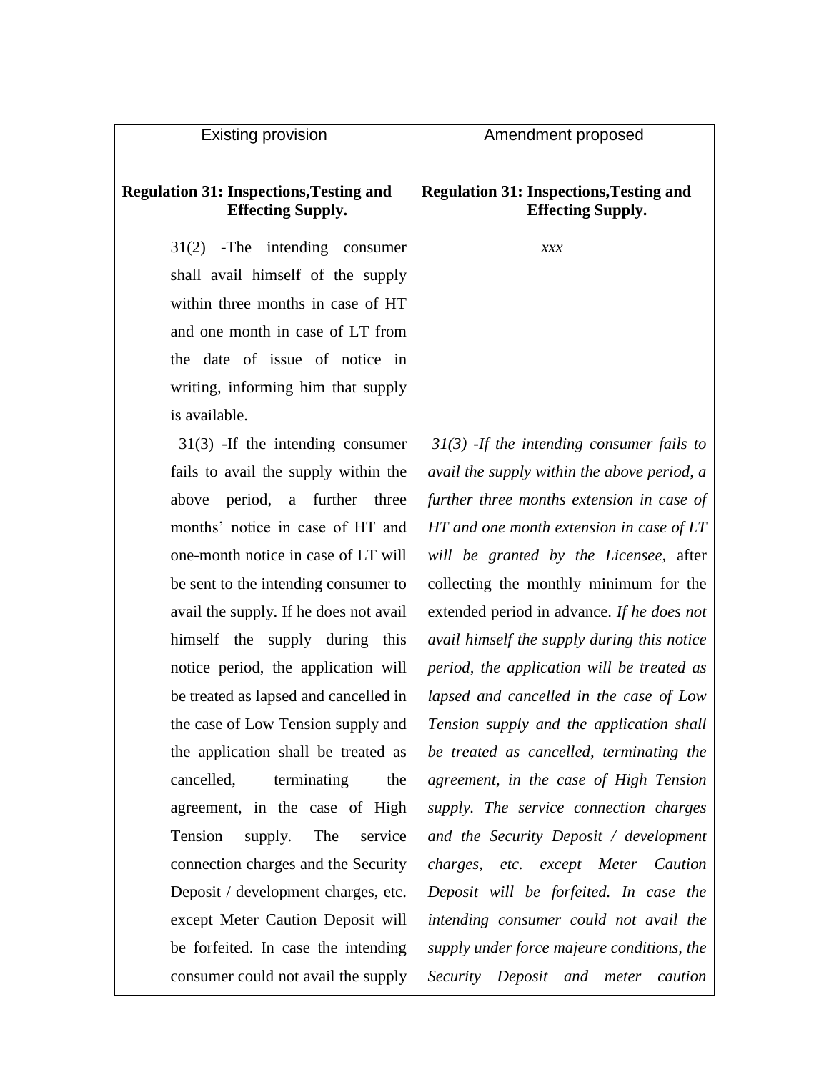| Existing provision | Amendment proposed |
|---|---|
| **Regulation 31: Inspections,Testing and Effecting Supply.** | **Regulation 31: Inspections,Testing and Effecting Supply.** |
| 31(2) -The intending consumer shall avail himself of the supply within three months in case of HT and one month in case of LT from the date of issue of notice in writing, informing him that supply is available. | *xxx* |
| 31(3) -If the intending consumer fails to avail the supply within the above period, a further three months' notice in case of HT and one-month notice in case of LT will be sent to the intending consumer to avail the supply. If he does not avail himself the supply during this notice period, the application will be treated as lapsed and cancelled in the case of Low Tension supply and the application shall be treated as cancelled, terminating the agreement, in the case of High Tension supply. The service connection charges and the Security Deposit / development charges, etc. except Meter Caution Deposit will be forfeited. In case the intending consumer could not avail the supply | *31(3) -If the intending consumer fails to avail the supply within the above period, a further three months extension in case of HT and one month extension in case of LT will be granted by the Licensee,* after collecting the monthly minimum for the extended period in advance. *If he does not avail himself the supply during this notice period, the application will be treated as lapsed and cancelled in the case of Low Tension supply and the application shall be treated as cancelled, terminating the agreement, in the case of High Tension supply. The service connection charges and the Security Deposit / development charges, etc. except Meter Caution Deposit will be forfeited. In case the intending consumer could not avail the supply under force majeure conditions, the Security Deposit and meter caution* |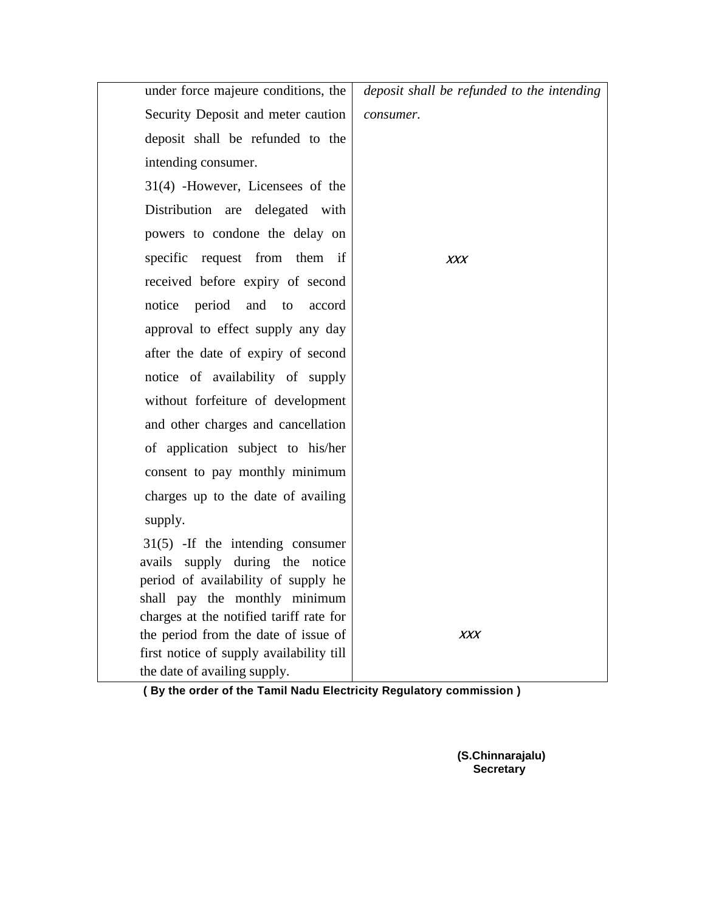| | |
|---|---|
| under force majeure conditions, the Security Deposit and meter caution deposit shall be refunded to the intending consumer. | *deposit shall be refunded to the intending consumer.* |
| 31(4) -However, Licensees of the Distribution are delegated with powers to condone the delay on specific request from them if received before expiry of second notice period and to accord approval to effect supply any day after the date of expiry of second notice of availability of supply without forfeiture of development and other charges and cancellation of application subject to his/her consent to pay monthly minimum charges up to the date of availing supply. | *xxx* |
| 31(5) -If the intending consumer avails supply during the notice period of availability of supply he shall pay the monthly minimum charges at the notified tariff rate for the period from the date of issue of first notice of supply availability till the date of availing supply. | *xxx* |

**( By the order of the Tamil Nadu Electricity Regulatory commission )**

**(S.Chinnarajalu)**
**Secretary**